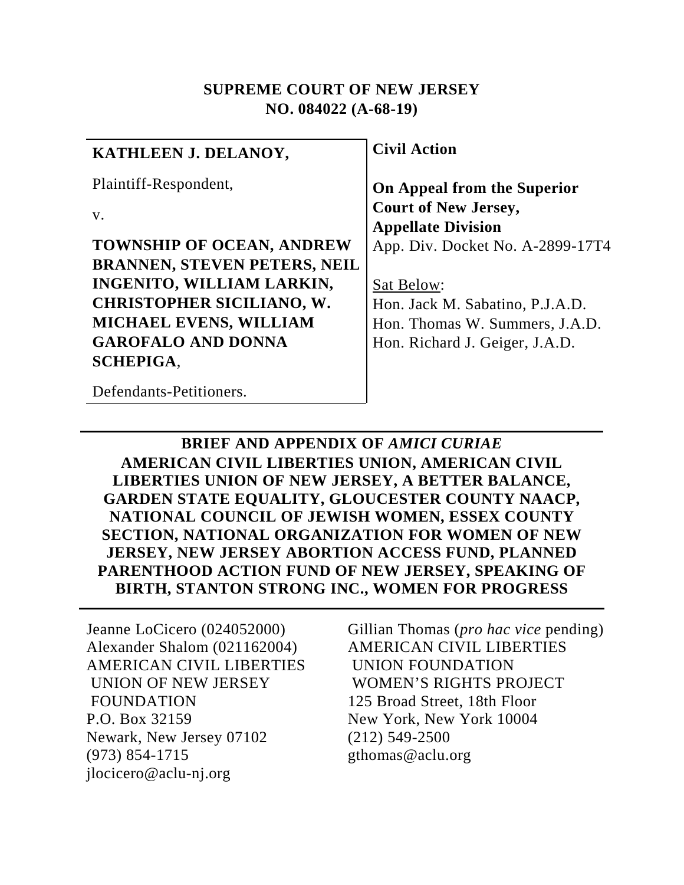**SUPREME COURT OF NEW JERSEY**
**NO. 084022 (A-68-19)**

| | |
|---|---|
| **KATHLEEN J. DELANOY,**<br><br>Plaintiff-Respondent,<br><br>v.<br><br>**TOWNSHIP OF OCEAN, ANDREW BRANNEN, STEVEN PETERS, NEIL INGENITO, WILLIAM LARKIN, CHRISTOPHER SICILIANO, W. MICHAEL EVENS, WILLIAM GAROFALO AND DONNA SCHEPIGA**,<br><br>Defendants-Petitioners. | **Civil Action**<br><br>**On Appeal from the Superior Court of New Jersey, Appellate Division**<br>App. Div. Docket No. A-2899-17T4<br><br>Sat Below:<br>Hon. Jack M. Sabatino, P.J.A.D.<br>Hon. Thomas W. Summers, J.A.D.<br>Hon. Richard J. Geiger, J.A.D. |

**BRIEF AND APPENDIX OF *AMICI CURIAE* AMERICAN CIVIL LIBERTIES UNION, AMERICAN CIVIL LIBERTIES UNION OF NEW JERSEY, A BETTER BALANCE, GARDEN STATE EQUALITY, GLOUCESTER COUNTY NAACP, NATIONAL COUNCIL OF JEWISH WOMEN, ESSEX COUNTY SECTION, NATIONAL ORGANIZATION FOR WOMEN OF NEW JERSEY, NEW JERSEY ABORTION ACCESS FUND, PLANNED PARENTHOOD ACTION FUND OF NEW JERSEY, SPEAKING OF BIRTH, STANTON STRONG INC., WOMEN FOR PROGRESS**

Jeanne LoCicero (024052000)
Alexander Shalom (021162004)
AMERICAN CIVIL LIBERTIES UNION OF NEW JERSEY FOUNDATION
P.O. Box 32159
Newark, New Jersey 07102
(973) 854-1715
jlocicero@aclu-nj.org

Gillian Thomas (*pro hac vice* pending)
AMERICAN CIVIL LIBERTIES UNION FOUNDATION WOMEN'S RIGHTS PROJECT
125 Broad Street, 18th Floor
New York, New York 10004
(212) 549-2500
gthomas@aclu.org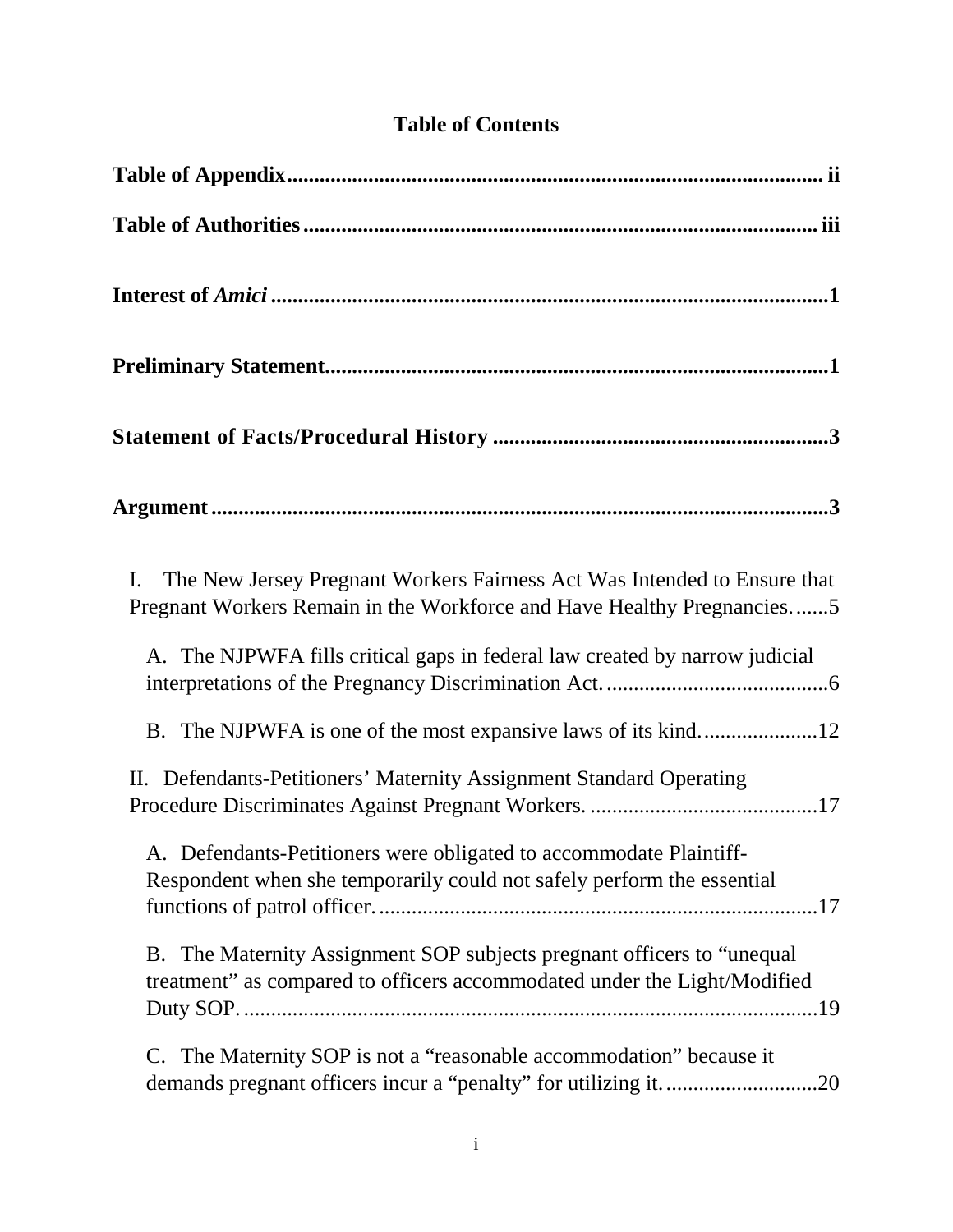# Table of Contents

**Table of Appendix** ........................................................................................ ii

**Table of Authorities** ....................................................................................... iii

**Interest of *Amici*** ............................................................................................ 1

**Preliminary Statement** .................................................................................. 1

**Statement of Facts/Procedural History** ........................................................ 3

**Argument** ......................................................................................................... 3

I. The New Jersey Pregnant Workers Fairness Act Was Intended to Ensure that Pregnant Workers Remain in the Workforce and Have Healthy Pregnancies. ......5

A. The NJPWFA fills critical gaps in federal law created by narrow judicial interpretations of the Pregnancy Discrimination Act. ........................................6

B. The NJPWFA is one of the most expansive laws of its kind. ....................12

II. Defendants-Petitioners' Maternity Assignment Standard Operating Procedure Discriminates Against Pregnant Workers. .........................................17

A. Defendants-Petitioners were obligated to accommodate Plaintiff-Respondent when she temporarily could not safely perform the essential functions of patrol officer. ................................................................................17

B. The Maternity Assignment SOP subjects pregnant officers to "unequal treatment" as compared to officers accommodated under the Light/Modified Duty SOP. ........................................................................................................19

C. The Maternity SOP is not a "reasonable accommodation" because it demands pregnant officers incur a "penalty" for utilizing it. ...........................20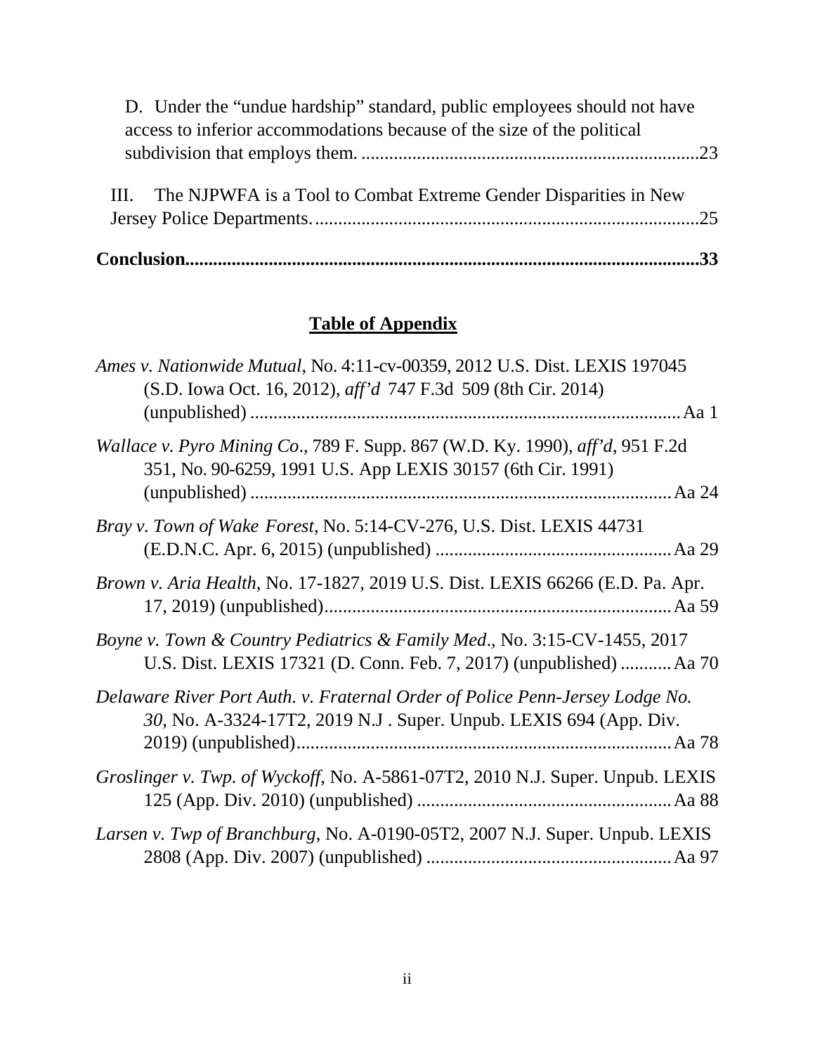D. Under the "undue hardship" standard, public employees should not have access to inferior accommodations because of the size of the political subdivision that employs them. .........................................................................23

III. The NJPWFA is a Tool to Combat Extreme Gender Disparities in New Jersey Police Departments. ..................................................................................25

**Conclusion.............................................................................................................33**

## Table of Appendix

*Ames v. Nationwide Mutual*, No. 4:11-cv-00359, 2012 U.S. Dist. LEXIS 197045 (S.D. Iowa Oct. 16, 2012), *aff'd* 747 F.3d 509 (8th Cir. 2014) (unpublished) .............................................................................................Aa 1

*Wallace v. Pyro Mining Co*., 789 F. Supp. 867 (W.D. Ky. 1990), *aff'd*, 951 F.2d 351, No. 90-6259, 1991 U.S. App LEXIS 30157 (6th Cir. 1991) (unpublished) ...........................................................................................Aa 24

*Bray v. Town of Wake Forest*, No. 5:14-CV-276, U.S. Dist. LEXIS 44731 (E.D.N.C. Apr. 6, 2015) (unpublished) ....................................................Aa 29

*Brown v. Aria Health*, No. 17-1827, 2019 U.S. Dist. LEXIS 66266 (E.D. Pa. Apr. 17, 2019) (unpublished)...........................................................................Aa 59

*Boyne v. Town & Country Pediatrics & Family Med*., No. 3:15-CV-1455, 2017 U.S. Dist. LEXIS 17321 (D. Conn. Feb. 7, 2017) (unpublished) ...........Aa 70

*Delaware River Port Auth. v. Fraternal Order of Police Penn-Jersey Lodge No. 30*, No. A-3324-17T2, 2019 N.J . Super. Unpub. LEXIS 694 (App. Div. 2019) (unpublished).................................................................................Aa 78

*Groslinger v. Twp. of Wyckoff*, No. A-5861-07T2, 2010 N.J. Super. Unpub. LEXIS 125 (App. Div. 2010) (unpublished) .......................................................Aa 88

*Larsen v. Twp of Branchburg*, No. A-0190-05T2, 2007 N.J. Super. Unpub. LEXIS 2808 (App. Div. 2007) (unpublished) .....................................................Aa 97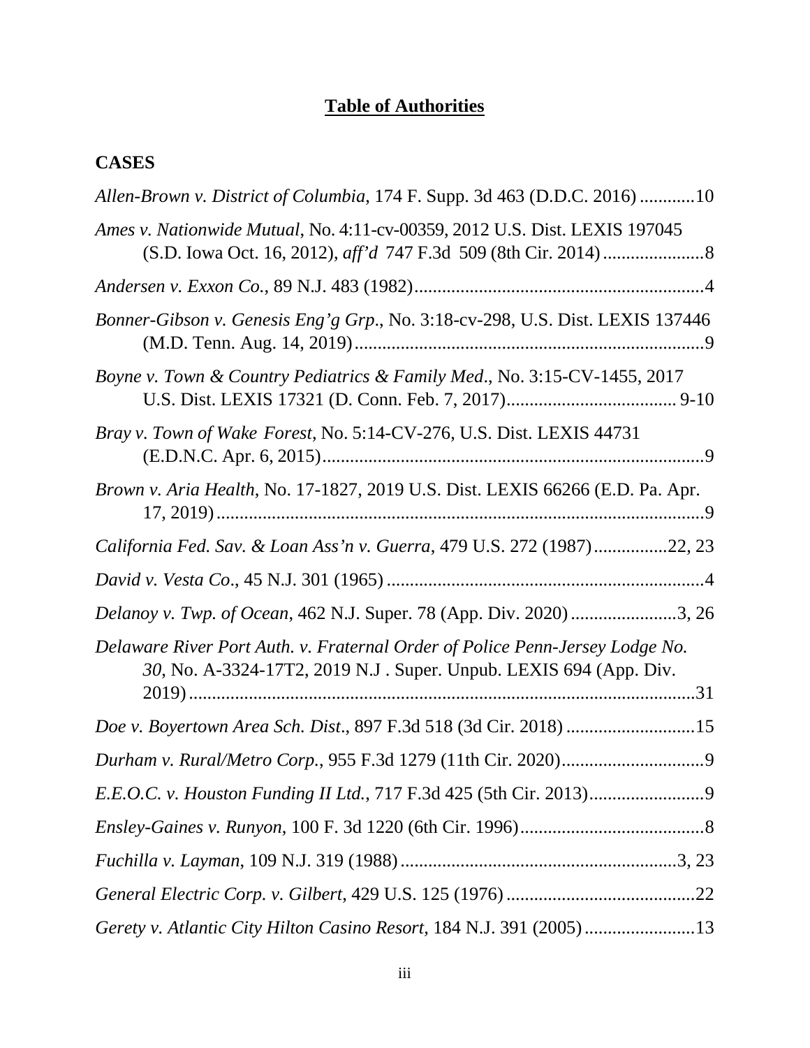# **Table of Authorities**

## **CASES**

*Allen-Brown v. District of Columbia*, 174 F. Supp. 3d 463 (D.D.C. 2016) ............10

*Ames v. Nationwide Mutual*, No. 4:11-cv-00359, 2012 U.S. Dist. LEXIS 197045 (S.D. Iowa Oct. 16, 2012), *aff'd* 747 F.3d 509 (8th Cir. 2014) ......................8

*Andersen v. Exxon Co.*, 89 N.J. 483 (1982)...............................................................4

*Bonner-Gibson v. Genesis Eng'g Grp.*, No. 3:18-cv-298, U.S. Dist. LEXIS 137446 (M.D. Tenn. Aug. 14, 2019)...........................................................................9

*Boyne v. Town & Country Pediatrics & Family Med.*, No. 3:15-CV-1455, 2017 U.S. Dist. LEXIS 17321 (D. Conn. Feb. 7, 2017)..................................... 9-10

*Bray v. Town of Wake Forest*, No. 5:14-CV-276, U.S. Dist. LEXIS 44731 (E.D.N.C. Apr. 6, 2015)...................................................................................9

*Brown v. Aria Health*, No. 17-1827, 2019 U.S. Dist. LEXIS 66266 (E.D. Pa. Apr. 17, 2019)...........................................................................................................9

*California Fed. Sav. & Loan Ass'n v. Guerra*, 479 U.S. 272 (1987)................22, 23

*David v. Vesta Co*., 45 N.J. 301 (1965) .....................................................................4

*Delanoy v. Twp. of Ocean*, 462 N.J. Super. 78 (App. Div. 2020).......................3, 26

*Delaware River Port Auth. v. Fraternal Order of Police Penn-Jersey Lodge No. 30*, No. A-3324-17T2, 2019 N.J . Super. Unpub. LEXIS 694 (App. Div. 2019)...............................................................................................................31

*Doe v. Boyertown Area Sch. Dist*., 897 F.3d 518 (3d Cir. 2018) ............................15

*Durham v. Rural/Metro Corp.*, 955 F.3d 1279 (11th Cir. 2020)...............................9

*E.E.O.C. v. Houston Funding II Ltd.*, 717 F.3d 425 (5th Cir. 2013).........................9

*Ensley-Gaines v. Runyon*, 100 F. 3d 1220 (6th Cir. 1996)........................................8

*Fuchilla v. Layman*, 109 N.J. 319 (1988)............................................................3, 23

*General Electric Corp. v. Gilbert*, 429 U.S. 125 (1976) .........................................22

*Gerety v. Atlantic City Hilton Casino Resort*, 184 N.J. 391 (2005)........................13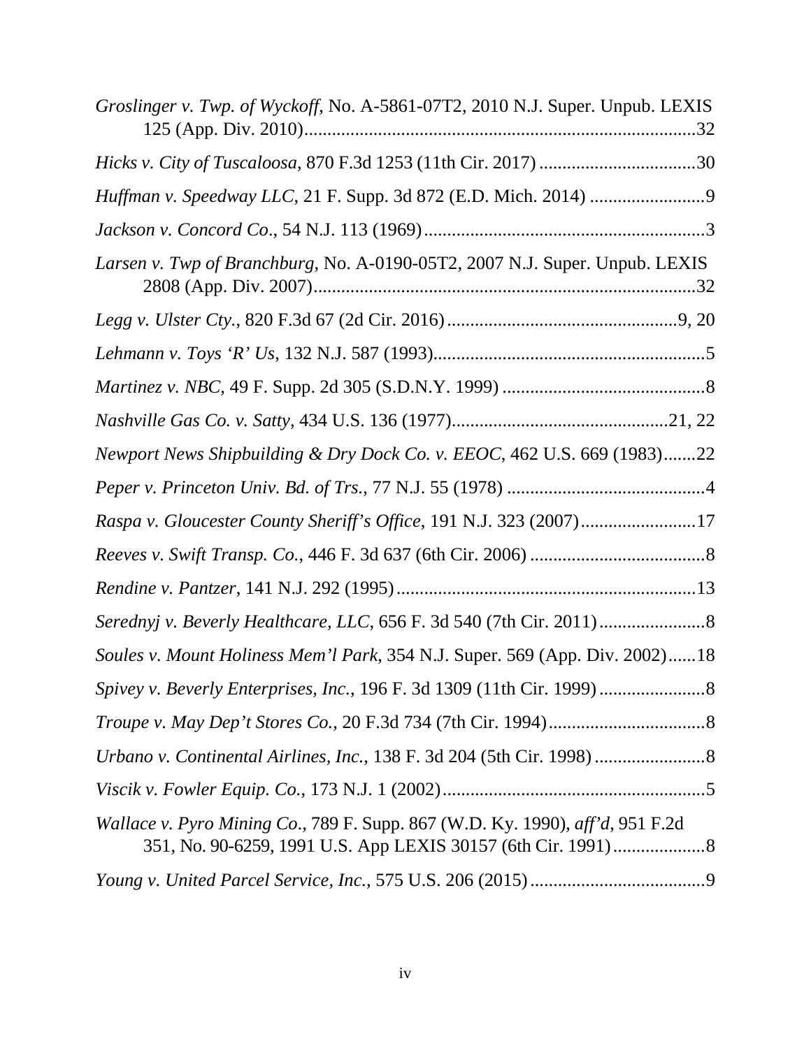*Groslinger v. Twp. of Wyckoff*, No. A-5861-07T2, 2010 N.J. Super. Unpub. LEXIS 125 (App. Div. 2010)....................................................................................32

*Hicks v. City of Tuscaloosa*, 870 F.3d 1253 (11th Cir. 2017) ..................................30

*Huffman v. Speedway LLC*, 21 F. Supp. 3d 872 (E.D. Mich. 2014) .........................9

*Jackson v. Concord Co*., 54 N.J. 113 (1969).............................................................3

*Larsen v. Twp of Branchburg*, No. A-0190-05T2, 2007 N.J. Super. Unpub. LEXIS 2808 (App. Div. 2007)..................................................................................32

*Legg v. Ulster Cty.*, 820 F.3d 67 (2d Cir. 2016)..................................................9, 20

*Lehmann v. Toys 'R' Us*, 132 N.J. 587 (1993)...........................................................5

*Martinez v. NBC*, 49 F. Supp. 2d 305 (S.D.N.Y. 1999) ............................................8

*Nashville Gas Co. v. Satty*, 434 U.S. 136 (1977)...............................................21, 22

*Newport News Shipbuilding & Dry Dock Co. v. EEOC*, 462 U.S. 669 (1983).......22

*Peper v. Princeton Univ. Bd. of Trs.*, 77 N.J. 55 (1978) ...........................................4

*Raspa v. Gloucester County Sheriff's Office*, 191 N.J. 323 (2007).........................17

*Reeves v. Swift Transp. Co.*, 446 F. 3d 637 (6th Cir. 2006) ......................................8

*Rendine v. Pantzer*, 141 N.J. 292 (1995).................................................................13

*Serednyj v. Beverly Healthcare, LLC*, 656 F. 3d 540 (7th Cir. 2011).......................8

*Soules v. Mount Holiness Mem'l Park*, 354 N.J. Super. 569 (App. Div. 2002)......18

*Spivey v. Beverly Enterprises, Inc.*, 196 F. 3d 1309 (11th Cir. 1999).......................8

*Troupe v. May Dep't Stores Co.*, 20 F.3d 734 (7th Cir. 1994)..................................8

*Urbano v. Continental Airlines, Inc.*, 138 F. 3d 204 (5th Cir. 1998) ........................8

*Viscik v. Fowler Equip. Co.*, 173 N.J. 1 (2002).........................................................5

*Wallace v. Pyro Mining Co*., 789 F. Supp. 867 (W.D. Ky. 1990), *aff'd*, 951 F.2d 351, No. 90-6259, 1991 U.S. App LEXIS 30157 (6th Cir. 1991)....................8

*Young v. United Parcel Service, Inc.*, 575 U.S. 206 (2015)......................................9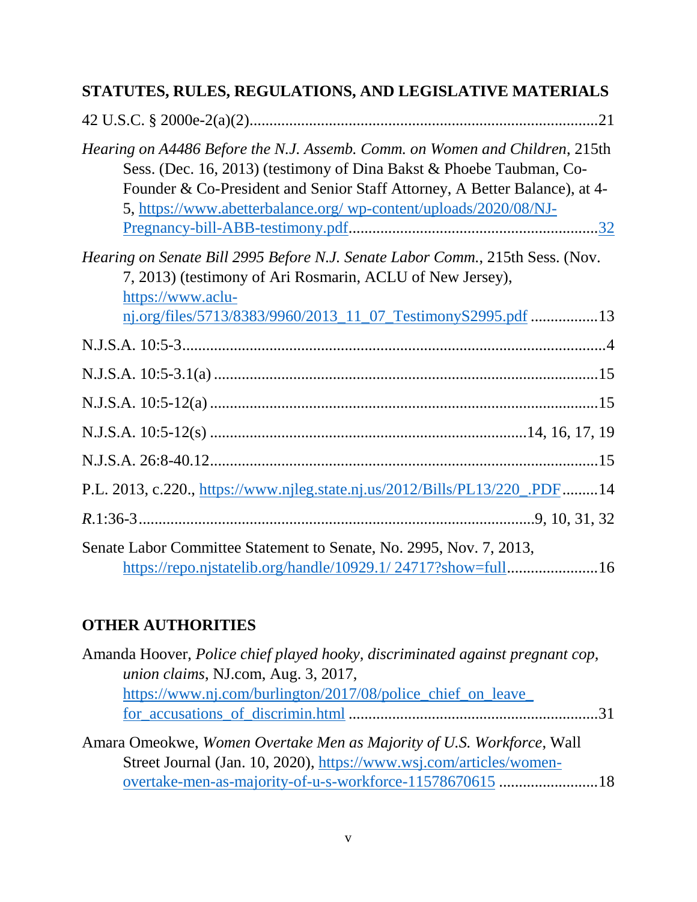## STATUTES, RULES, REGULATIONS, AND LEGISLATIVE MATERIALS

42 U.S.C. § 2000e-2(a)(2)........................................................................................21

*Hearing on A4486 Before the N.J. Assemb. Comm. on Women and Children*, 215th Sess. (Dec. 16, 2013) (testimony of Dina Bakst & Phoebe Taubman, Co-Founder & Co-President and Senior Staff Attorney, A Better Balance), at 4-5, https://www.abetterbalance.org/ wp-content/uploads/2020/08/NJ-Pregnancy-bill-ABB-testimony.pdf..............................................................32

*Hearing on Senate Bill 2995 Before N.J. Senate Labor Comm.*, 215th Sess. (Nov. 7, 2013) (testimony of Ari Rosmarin, ACLU of New Jersey), https://www.aclu-nj.org/files/5713/8383/9960/2013_11_07_TestimonyS2995.pdf .................13

N.J.S.A. 10:5-3..........................................................................................................4

N.J.S.A. 10:5-3.1(a) .................................................................................................15

N.J.S.A. 10:5-12(a) ..................................................................................................15

N.J.S.A. 10:5-12(s) ................................................................................14, 16, 17, 19

N.J.S.A. 26:8-40.12..................................................................................................15

P.L. 2013, c.220., https://www.njleg.state.nj.us/2012/Bills/PL13/220_.PDF .........14

*R.*1:36-3...................................................................................................9, 10, 31, 32

Senate Labor Committee Statement to Senate, No. 2995, Nov. 7, 2013, https://repo.njstatelib.org/handle/10929.1/ 24717?show=full.......................16

## OTHER AUTHORITIES

Amanda Hoover, *Police chief played hooky, discriminated against pregnant cop, union claims*, NJ.com, Aug. 3, 2017, https://www.nj.com/burlington/2017/08/police_chief_on_leave_for_accusations_of_discrimin.html ..............................................................31

Amara Omeokwe, *Women Overtake Men as Majority of U.S. Workforce*, Wall Street Journal (Jan. 10, 2020), https://www.wsj.com/articles/women-overtake-men-as-majority-of-u-s-workforce-11578670615 .........................18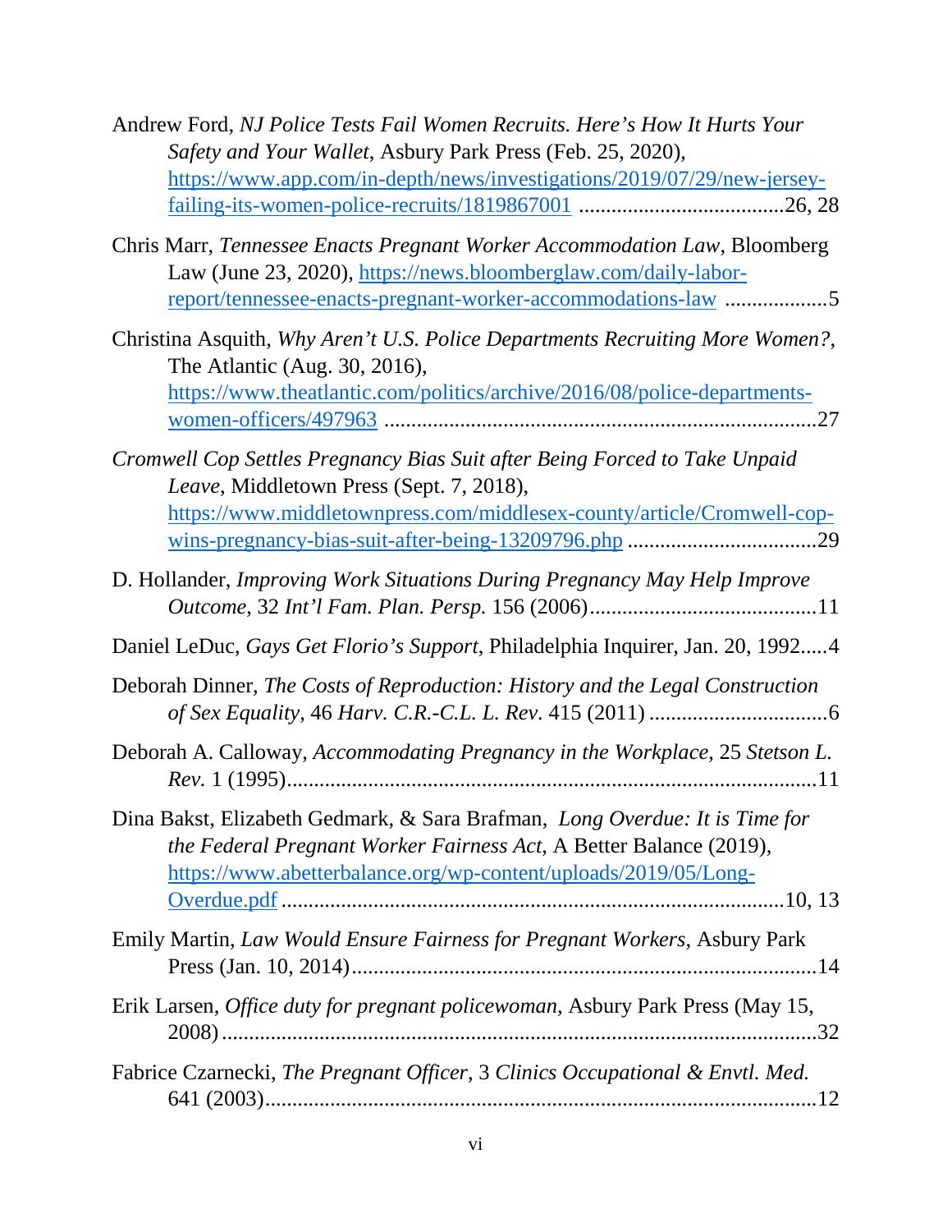Andrew Ford, *NJ Police Tests Fail Women Recruits. Here's How It Hurts Your Safety and Your Wallet*, Asbury Park Press (Feb. 25, 2020), https://www.app.com/in-depth/news/investigations/2019/07/29/new-jersey-failing-its-women-police-recruits/1819867001 .....................................26, 28

Chris Marr, *Tennessee Enacts Pregnant Worker Accommodation Law*, Bloomberg Law (June 23, 2020), https://news.bloomberglaw.com/daily-labor-report/tennessee-enacts-pregnant-worker-accommodations-law ..................5

Christina Asquith, *Why Aren't U.S. Police Departments Recruiting More Women?*, The Atlantic (Aug. 30, 2016), https://www.theatlantic.com/politics/archive/2016/08/police-departments-women-officers/497963 ...............................................................................27

*Cromwell Cop Settles Pregnancy Bias Suit after Being Forced to Take Unpaid Leave*, Middletown Press (Sept. 7, 2018), https://www.middletownpress.com/middlesex-county/article/Cromwell-cop-wins-pregnancy-bias-suit-after-being-13209796.php ..................................29

D. Hollander, *Improving Work Situations During Pregnancy May Help Improve Outcome*, 32 *Int'l Fam. Plan. Persp.* 156 (2006)..........................................11

Daniel LeDuc, *Gays Get Florio's Support*, Philadelphia Inquirer, Jan. 20, 1992.....4

Deborah Dinner, *The Costs of Reproduction: History and the Legal Construction of Sex Equality*, 46 *Harv. C.R.-C.L. L. Rev.* 415 (2011) ................................6

Deborah A. Calloway, *Accommodating Pregnancy in the Workplace*, 25 *Stetson L. Rev.* 1 (1995)...................................................................................................11

Dina Bakst, Elizabeth Gedmark, & Sara Brafman, *Long Overdue: It is Time for the Federal Pregnant Worker Fairness Act*, A Better Balance (2019), https://www.abetterbalance.org/wp-content/uploads/2019/05/Long-Overdue.pdf ...........................................................................................10, 13

Emily Martin, *Law Would Ensure Fairness for Pregnant Workers*, Asbury Park Press (Jan. 10, 2014)......................................................................................14

Erik Larsen, *Office duty for pregnant policewoman*, Asbury Park Press (May 15, 2008)..............................................................................................................32

Fabrice Czarnecki, *The Pregnant Officer*, 3 *Clinics Occupational & Envtl. Med.* 641 (2003)......................................................................................................12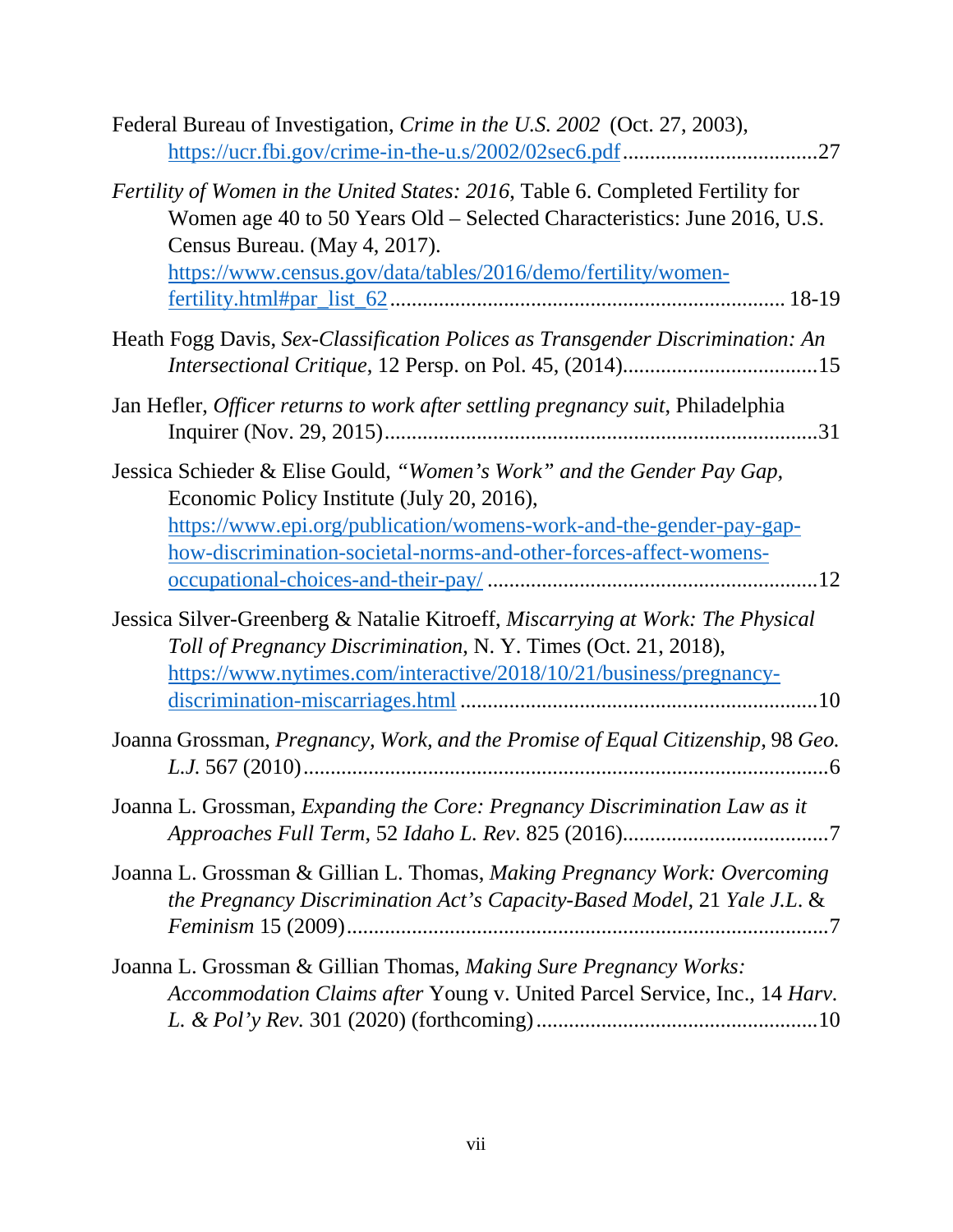Federal Bureau of Investigation, *Crime in the U.S. 2002* (Oct. 27, 2003), https://ucr.fbi.gov/crime-in-the-u.s/2002/02sec6.pdf ....................................27

*Fertility of Women in the United States: 2016*, Table 6. Completed Fertility for Women age 40 to 50 Years Old – Selected Characteristics: June 2016, U.S. Census Bureau. (May 4, 2017). https://www.census.gov/data/tables/2016/demo/fertility/women-fertility.html#par_list_62 ........................................................................ 18-19

Heath Fogg Davis, *Sex-Classification Polices as Transgender Discrimination: An Intersectional Critique*, 12 Persp. on Pol. 45, (2014)....................................15

Jan Hefler, *Officer returns to work after settling pregnancy suit*, Philadelphia Inquirer (Nov. 29, 2015)................................................................................31

Jessica Schieder & Elise Gould, *"Women's Work" and the Gender Pay Gap,* Economic Policy Institute (July 20, 2016), https://www.epi.org/publication/womens-work-and-the-gender-pay-gap-how-discrimination-societal-norms-and-other-forces-affect-womens-occupational-choices-and-their-pay/ .............................................................12

Jessica Silver-Greenberg & Natalie Kitroeff, *Miscarrying at Work: The Physical Toll of Pregnancy Discrimination*, N. Y. Times (Oct. 21, 2018), https://www.nytimes.com/interactive/2018/10/21/business/pregnancy-discrimination-miscarriages.html .................................................................10

Joanna Grossman, *Pregnancy, Work, and the Promise of Equal Citizenship*, 98 *Geo. L.J.* 567 (2010).................................................................................................6

Joanna L. Grossman, *Expanding the Core: Pregnancy Discrimination Law as it Approaches Full Term*, 52 *Idaho L. Rev.* 825 (2016)......................................7

Joanna L. Grossman & Gillian L. Thomas, *Making Pregnancy Work: Overcoming the Pregnancy Discrimination Act's Capacity-Based Model*, 21 *Yale J.L. & Feminism* 15 (2009).........................................................................................7

Joanna L. Grossman & Gillian Thomas, *Making Sure Pregnancy Works: Accommodation Claims after* Young v. United Parcel Service, Inc., 14 *Harv. L. & Pol'y Rev.* 301 (2020) (forthcoming)....................................................10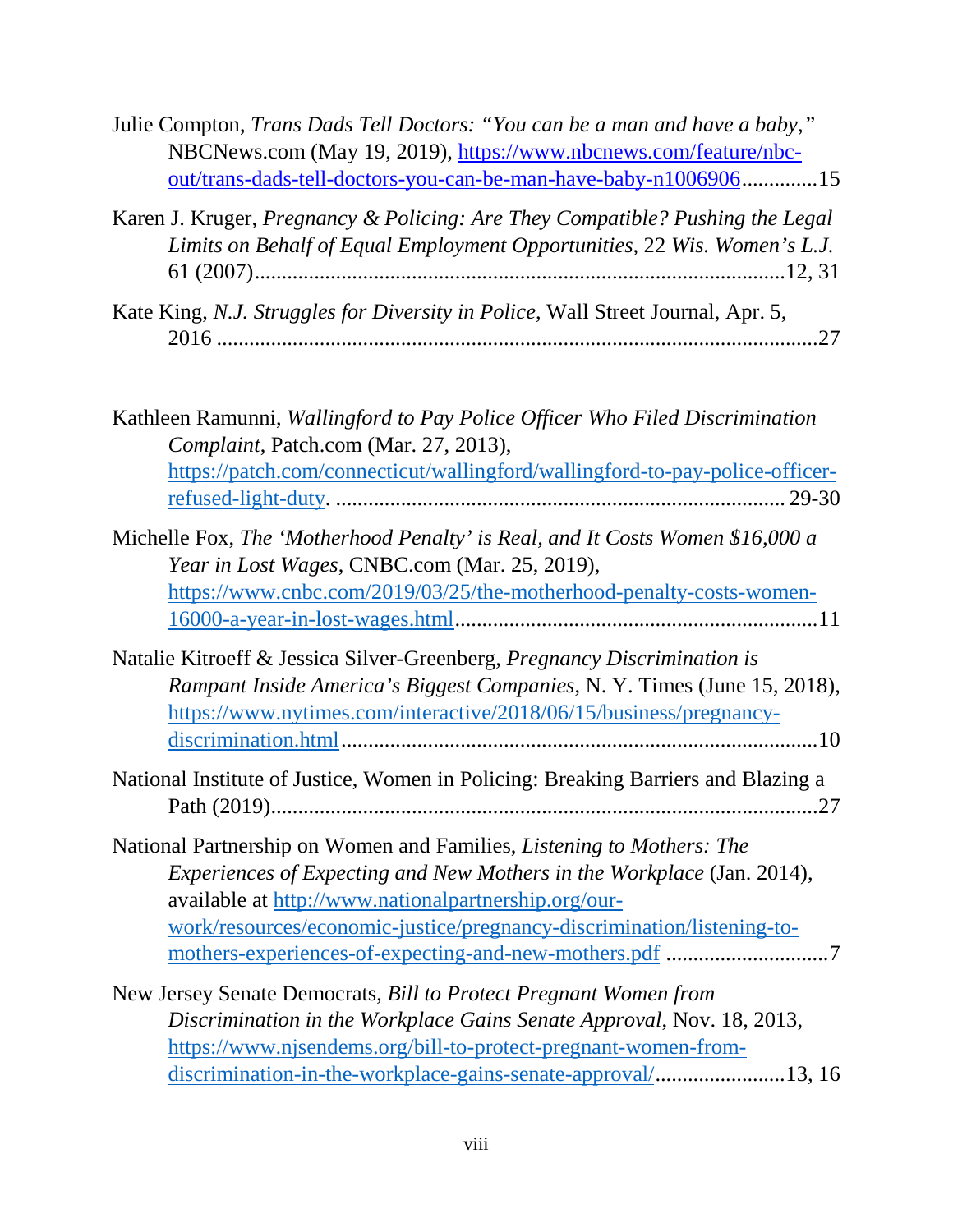Julie Compton, *Trans Dads Tell Doctors: "You can be a man and have a baby,"* NBCNews.com (May 19, 2019), https://www.nbcnews.com/feature/nbc-out/trans-dads-tell-doctors-you-can-be-man-have-baby-n1006906.............15

Karen J. Kruger, *Pregnancy & Policing: Are They Compatible? Pushing the Legal Limits on Behalf of Equal Employment Opportunities*, 22 *Wis. Women's L.J.* 61 (2007)..........................................................................................12, 31

Kate King, *N.J. Struggles for Diversity in Police*, Wall Street Journal, Apr. 5, 2016 ..............................................................................................................27

Kathleen Ramunni, *Wallingford to Pay Police Officer Who Filed Discrimination Complaint*, Patch.com (Mar. 27, 2013), https://patch.com/connecticut/wallingford/wallingford-to-pay-police-officer-refused-light-duty. .................................................................................. 29-30

Michelle Fox, *The 'Motherhood Penalty' is Real, and It Costs Women $16,000 a Year in Lost Wages*, CNBC.com (Mar. 25, 2019), https://www.cnbc.com/2019/03/25/the-motherhood-penalty-costs-women-16000-a-year-in-lost-wages.html..................................................................11

Natalie Kitroeff & Jessica Silver-Greenberg, *Pregnancy Discrimination is Rampant Inside America's Biggest Companies*, N. Y. Times (June 15, 2018), https://www.nytimes.com/interactive/2018/06/15/business/pregnancy-discrimination.html.......................................................................................10

National Institute of Justice, Women in Policing: Breaking Barriers and Blazing a Path (2019)..................................................................................................27

National Partnership on Women and Families, *Listening to Mothers: The Experiences of Expecting and New Mothers in the Workplace* (Jan. 2014), available at http://www.nationalpartnership.org/our-work/resources/economic-justice/pregnancy-discrimination/listening-to-mothers-experiences-of-expecting-and-new-mothers.pdf ..............................7

New Jersey Senate Democrats, *Bill to Protect Pregnant Women from Discrimination in the Workplace Gains Senate Approval*, Nov. 18, 2013, https://www.njsendems.org/bill-to-protect-pregnant-women-from-discrimination-in-the-workplace-gains-senate-approval/........................13, 16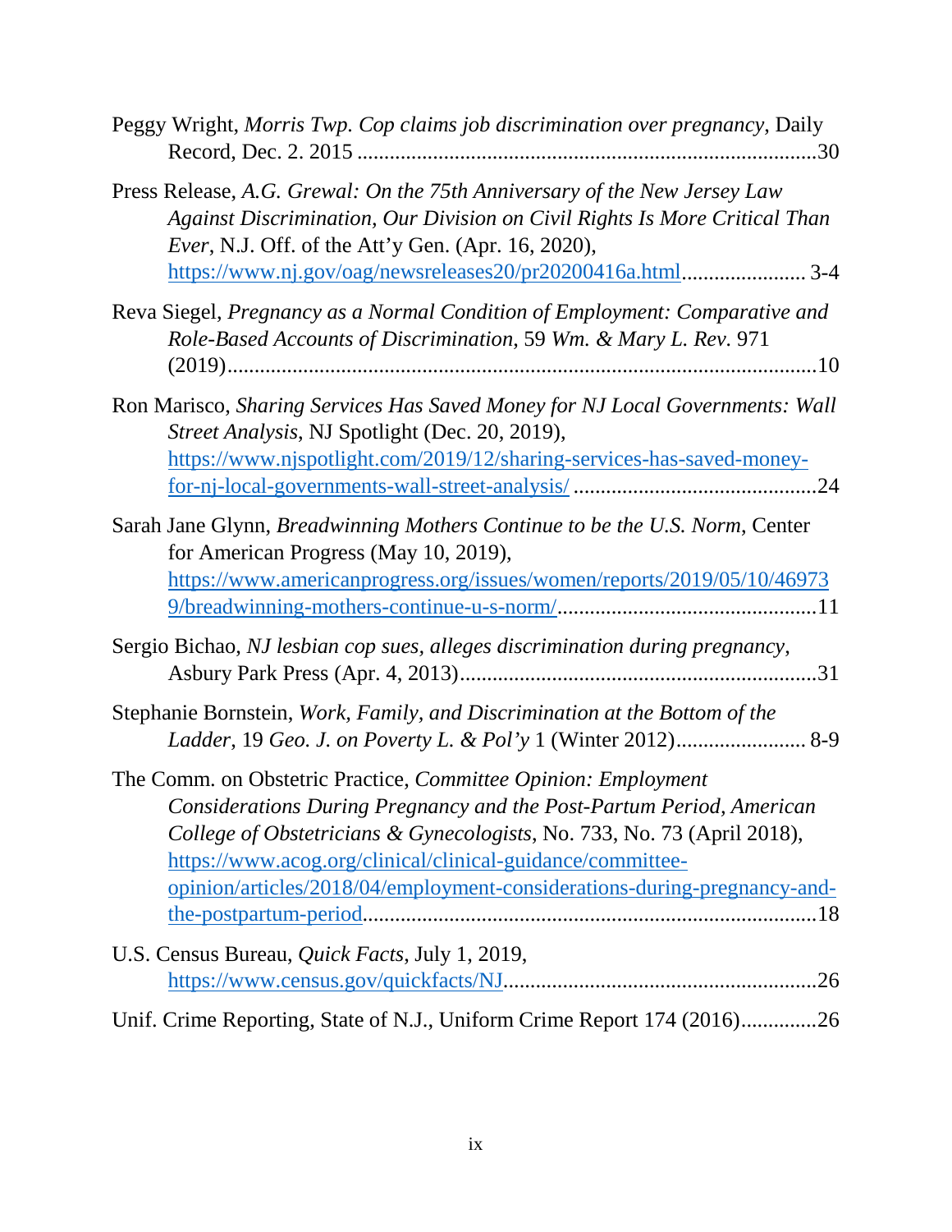Peggy Wright, *Morris Twp. Cop claims job discrimination over pregnancy*, Daily Record, Dec. 2. 2015 ....................................................................................30

Press Release, *A.G. Grewal: On the 75th Anniversary of the New Jersey Law Against Discrimination, Our Division on Civil Rights Is More Critical Than Ever*, N.J. Off. of the Att'y Gen. (Apr. 16, 2020), https://www.nj.gov/oag/newsreleases20/pr20200416a.html....................... 3-4

Reva Siegel, *Pregnancy as a Normal Condition of Employment: Comparative and Role-Based Accounts of Discrimination*, 59 *Wm. & Mary L. Rev*. 971 (2019).............................................................................................................10

Ron Marisco, *Sharing Services Has Saved Money for NJ Local Governments: Wall Street Analysis*, NJ Spotlight (Dec. 20, 2019), https://www.njspotlight.com/2019/12/sharing-services-has-saved-money-for-nj-local-governments-wall-street-analysis/ .............................................24

Sarah Jane Glynn, *Breadwinning Mothers Continue to be the U.S. Norm*, Center for American Progress (May 10, 2019), https://www.americanprogress.org/issues/women/reports/2019/05/10/469739/breadwinning-mothers-continue-u-s-norm/................................................11

Sergio Bichao, *NJ lesbian cop sues, alleges discrimination during pregnancy*, Asbury Park Press (Apr. 4, 2013)..................................................................31

Stephanie Bornstein, *Work, Family, and Discrimination at the Bottom of the Ladder*, 19 *Geo. J. on Poverty L. & Pol'y* 1 (Winter 2012)........................ 8-9

The Comm. on Obstetric Practice, *Committee Opinion: Employment Considerations During Pregnancy and the Post-Partum Period, American College of Obstetricians & Gynecologists*, No. 733, No. 73 (April 2018), https://www.acog.org/clinical/clinical-guidance/committee-opinion/articles/2018/04/employment-considerations-during-pregnancy-and-the-postpartum-period...................................................................................18

U.S. Census Bureau, *Quick Facts*, July 1, 2019, https://www.census.gov/quickfacts/NJ.........................................................26

Unif. Crime Reporting, State of N.J., Uniform Crime Report 174 (2016)..............26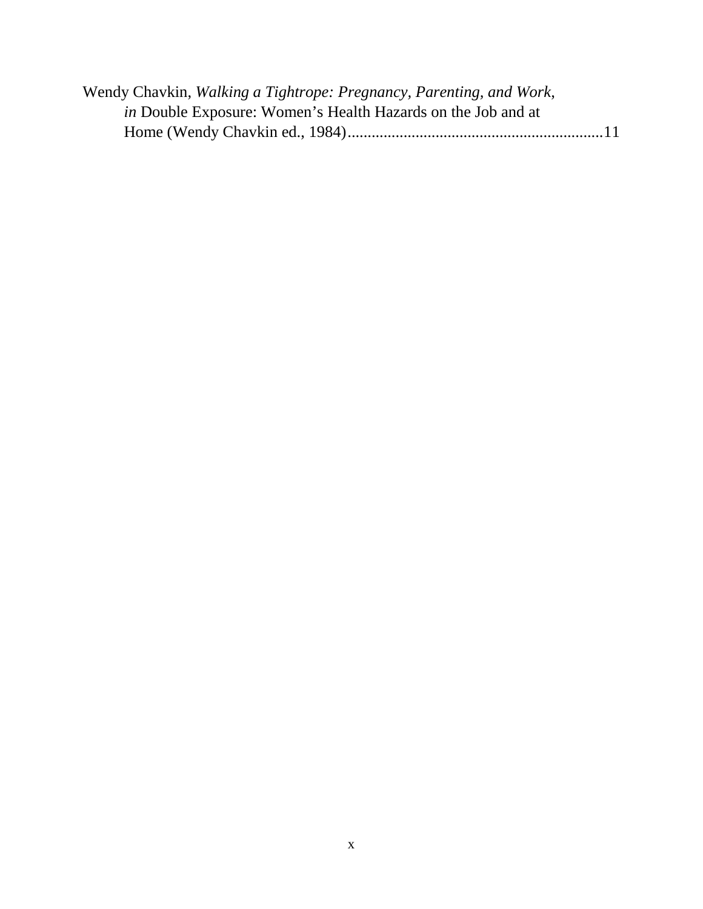Wendy Chavkin, *Walking a Tightrope: Pregnancy, Parenting, and Work*, *in* Double Exposure: Women's Health Hazards on the Job and at Home (Wendy Chavkin ed., 1984)................................................................11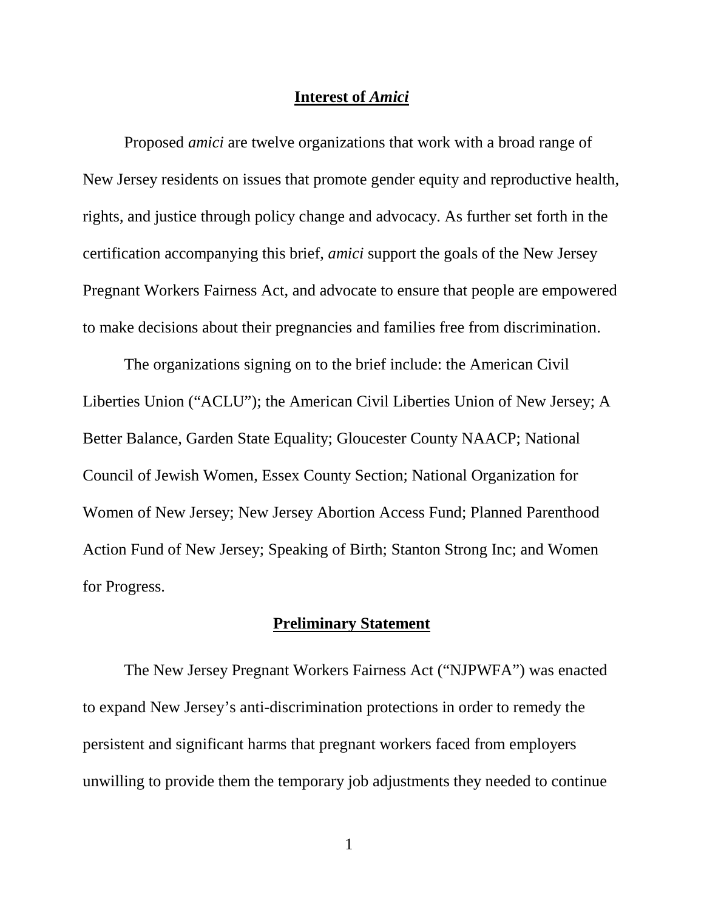## Interest of *Amici*

Proposed *amici* are twelve organizations that work with a broad range of New Jersey residents on issues that promote gender equity and reproductive health, rights, and justice through policy change and advocacy. As further set forth in the certification accompanying this brief, *amici* support the goals of the New Jersey Pregnant Workers Fairness Act, and advocate to ensure that people are empowered to make decisions about their pregnancies and families free from discrimination.

The organizations signing on to the brief include: the American Civil Liberties Union ("ACLU"); the American Civil Liberties Union of New Jersey; A Better Balance, Garden State Equality; Gloucester County NAACP; National Council of Jewish Women, Essex County Section; National Organization for Women of New Jersey; New Jersey Abortion Access Fund; Planned Parenthood Action Fund of New Jersey; Speaking of Birth; Stanton Strong Inc; and Women for Progress.

## Preliminary Statement

The New Jersey Pregnant Workers Fairness Act ("NJPWFA") was enacted to expand New Jersey's anti-discrimination protections in order to remedy the persistent and significant harms that pregnant workers faced from employers unwilling to provide them the temporary job adjustments they needed to continue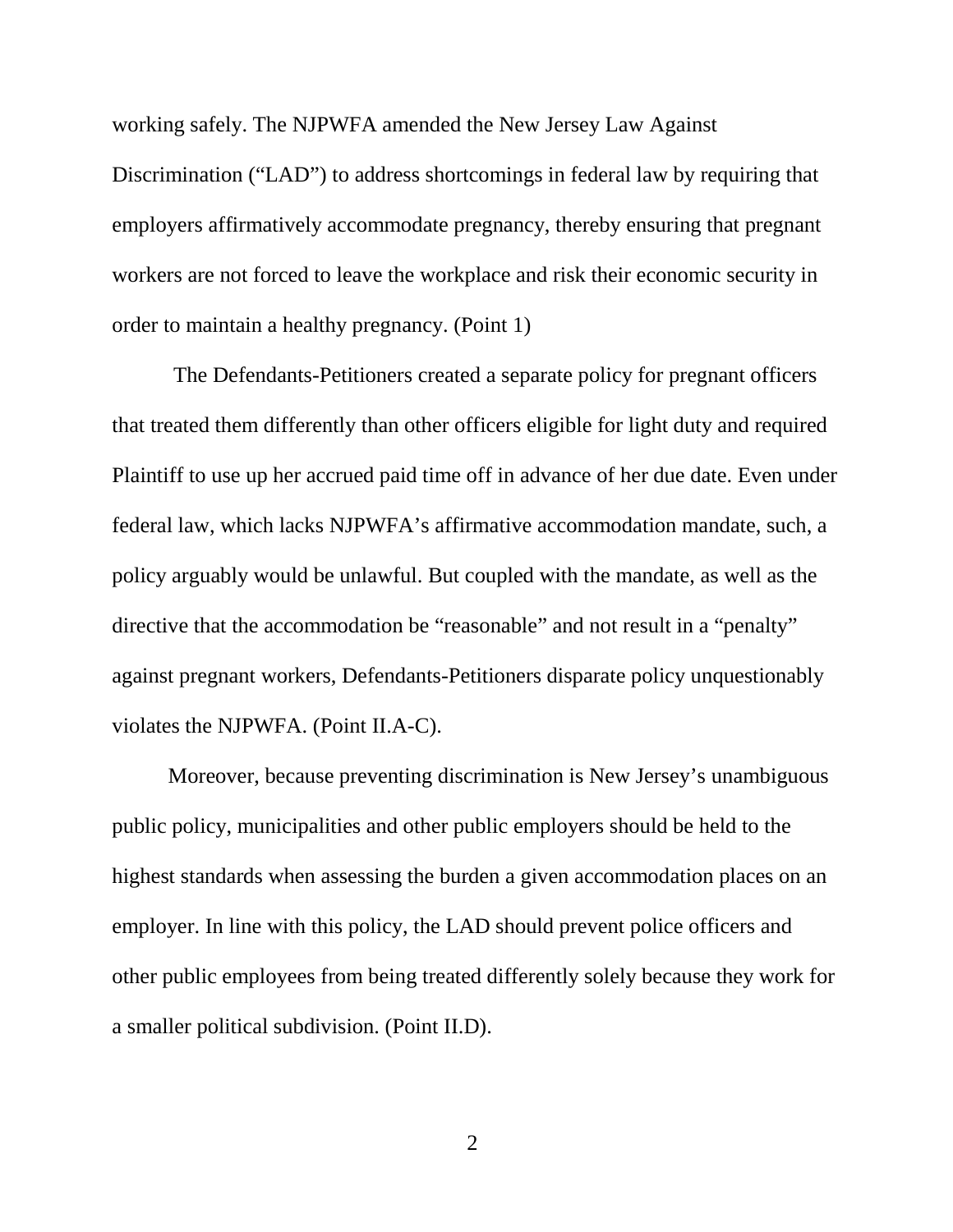working safely. The NJPWFA amended the New Jersey Law Against Discrimination ("LAD") to address shortcomings in federal law by requiring that employers affirmatively accommodate pregnancy, thereby ensuring that pregnant workers are not forced to leave the workplace and risk their economic security in order to maintain a healthy pregnancy. (Point 1)

The Defendants-Petitioners created a separate policy for pregnant officers that treated them differently than other officers eligible for light duty and required Plaintiff to use up her accrued paid time off in advance of her due date. Even under federal law, which lacks NJPWFA's affirmative accommodation mandate, such, a policy arguably would be unlawful. But coupled with the mandate, as well as the directive that the accommodation be "reasonable" and not result in a "penalty" against pregnant workers, Defendants-Petitioners disparate policy unquestionably violates the NJPWFA. (Point II.A-C).

Moreover, because preventing discrimination is New Jersey's unambiguous public policy, municipalities and other public employers should be held to the highest standards when assessing the burden a given accommodation places on an employer. In line with this policy, the LAD should prevent police officers and other public employees from being treated differently solely because they work for a smaller political subdivision. (Point II.D).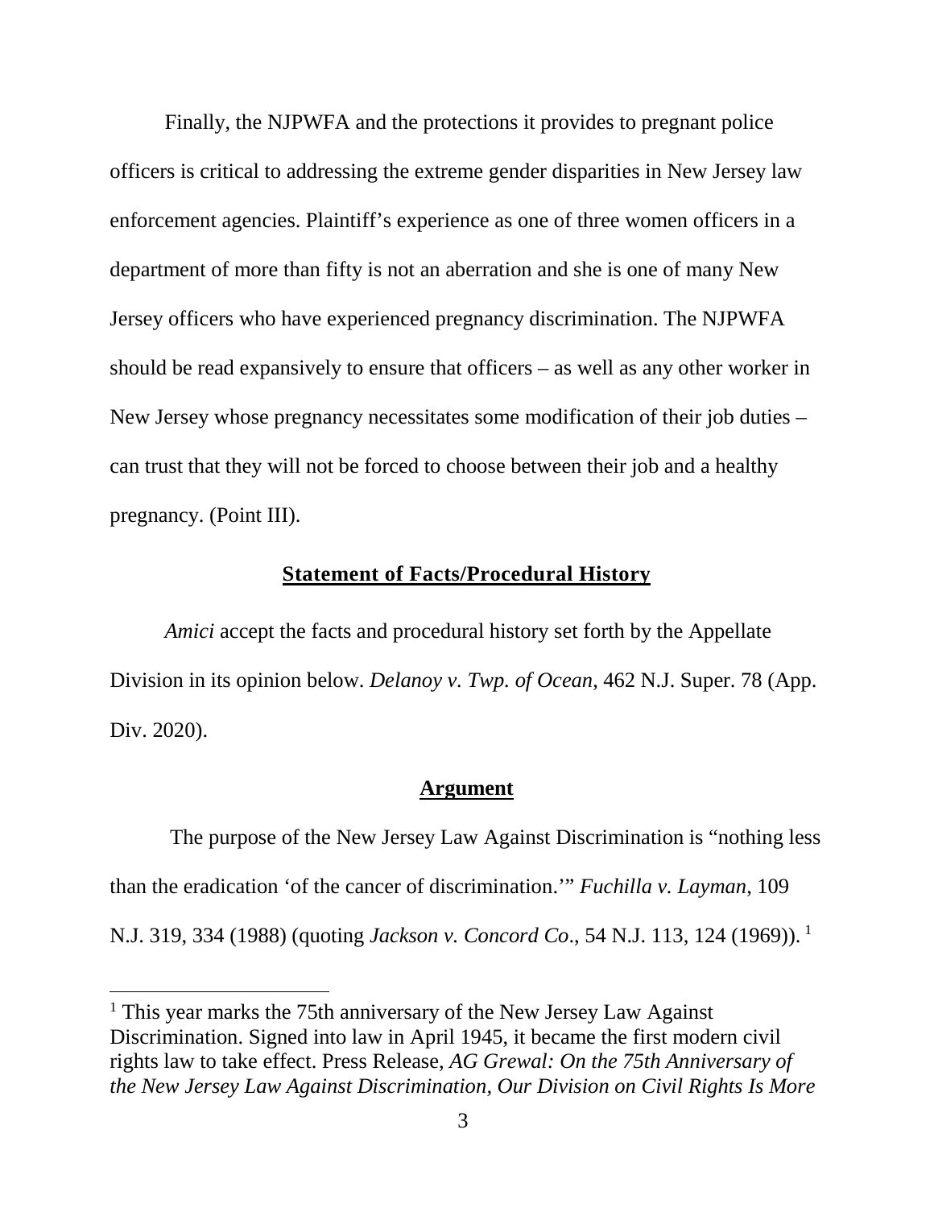Finally, the NJPWFA and the protections it provides to pregnant police officers is critical to addressing the extreme gender disparities in New Jersey law enforcement agencies. Plaintiff's experience as one of three women officers in a department of more than fifty is not an aberration and she is one of many New Jersey officers who have experienced pregnancy discrimination. The NJPWFA should be read expansively to ensure that officers – as well as any other worker in New Jersey whose pregnancy necessitates some modification of their job duties – can trust that they will not be forced to choose between their job and a healthy pregnancy. (Point III).

## **Statement of Facts/Procedural History**

*Amici* accept the facts and procedural history set forth by the Appellate Division in its opinion below. *Delanoy v. Twp. of Ocean*, 462 N.J. Super. 78 (App. Div. 2020).

## **Argument**

The purpose of the New Jersey Law Against Discrimination is "nothing less than the eradication 'of the cancer of discrimination.'" *Fuchilla v. Layman*, 109 N.J. 319, 334 (1988) (quoting *Jackson v. Concord Co*., 54 N.J. 113, 124 (1969)). [1]

---

[1] This year marks the 75th anniversary of the New Jersey Law Against Discrimination. Signed into law in April 1945, it became the first modern civil rights law to take effect. Press Release, *AG Grewal: On the 75th Anniversary of the New Jersey Law Against Discrimination, Our Division on Civil Rights Is More*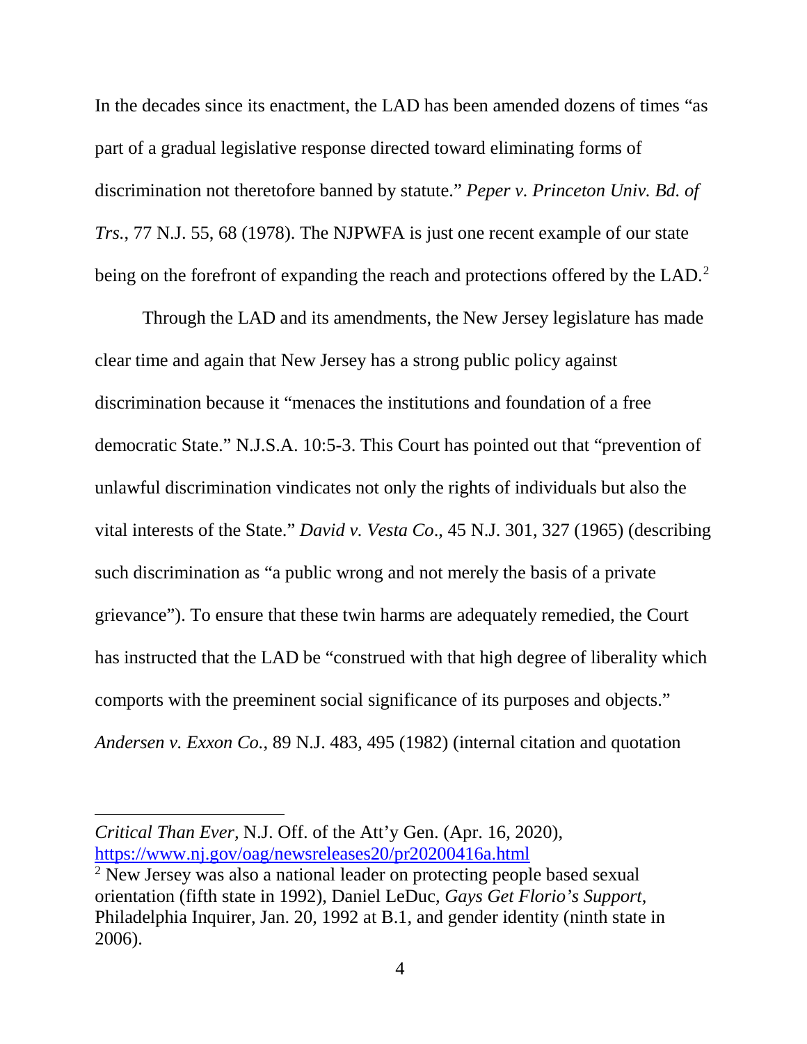In the decades since its enactment, the LAD has been amended dozens of times "as part of a gradual legislative response directed toward eliminating forms of discrimination not theretofore banned by statute." *Peper v. Princeton Univ. Bd. of Trs.*, 77 N.J. 55, 68 (1978). The NJPWFA is just one recent example of our state being on the forefront of expanding the reach and protections offered by the LAD.[2]

Through the LAD and its amendments, the New Jersey legislature has made clear time and again that New Jersey has a strong public policy against discrimination because it "menaces the institutions and foundation of a free democratic State." N.J.S.A. 10:5-3. This Court has pointed out that "prevention of unlawful discrimination vindicates not only the rights of individuals but also the vital interests of the State." *David v. Vesta Co*., 45 N.J. 301, 327 (1965) (describing such discrimination as "a public wrong and not merely the basis of a private grievance"). To ensure that these twin harms are adequately remedied, the Court has instructed that the LAD be "construed with that high degree of liberality which comports with the preeminent social significance of its purposes and objects." *Andersen v. Exxon Co.*, 89 N.J. 483, 495 (1982) (internal citation and quotation

---

*Critical Than Ever*, N.J. Off. of the Att'y Gen. (Apr. 16, 2020), https://www.nj.gov/oag/newsreleases20/pr20200416a.html

[2] New Jersey was also a national leader on protecting people based sexual orientation (fifth state in 1992), Daniel LeDuc, *Gays Get Florio's Support*, Philadelphia Inquirer, Jan. 20, 1992 at B.1, and gender identity (ninth state in 2006).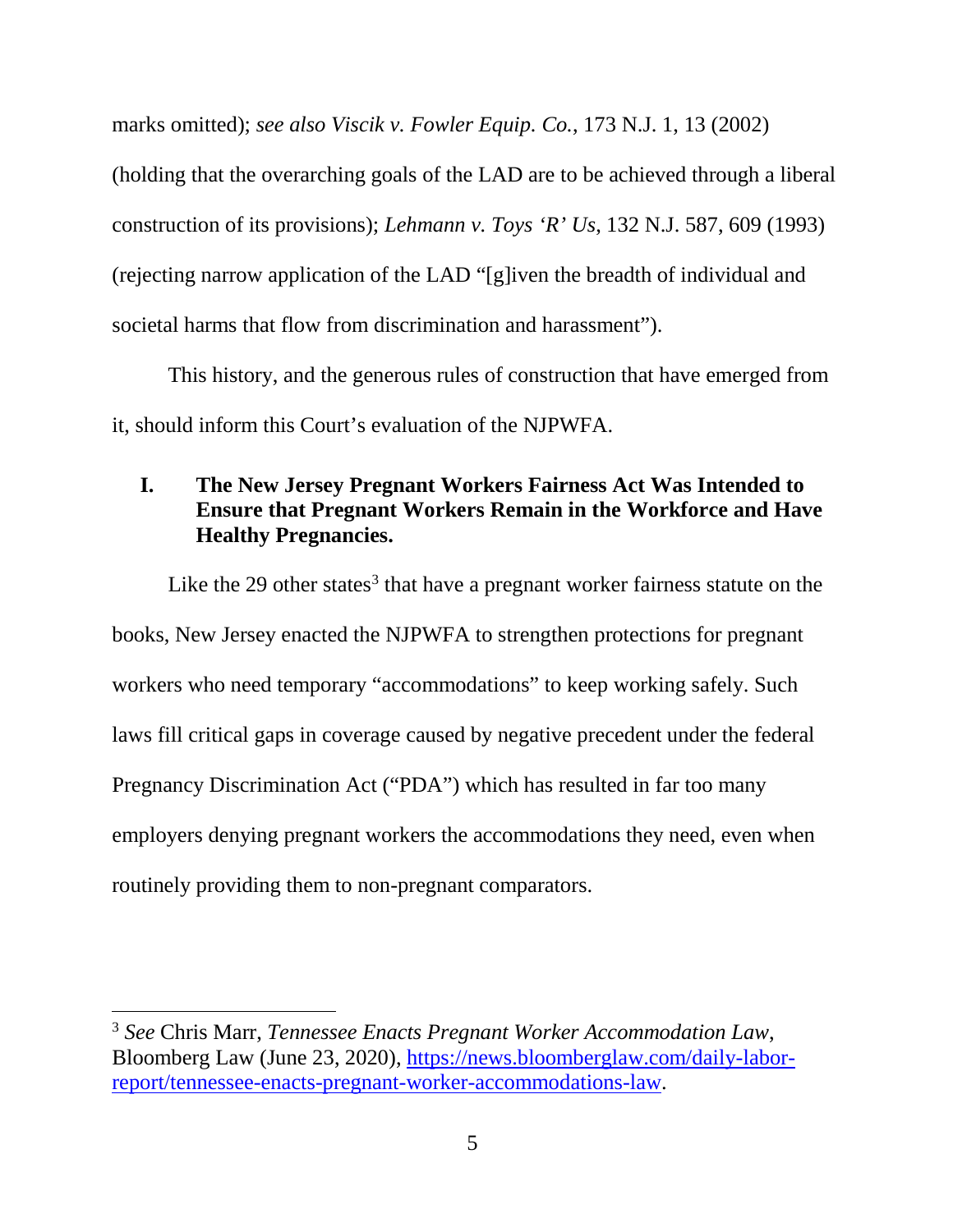marks omitted); *see also Viscik v. Fowler Equip. Co.*, 173 N.J. 1, 13 (2002) (holding that the overarching goals of the LAD are to be achieved through a liberal construction of its provisions); *Lehmann v. Toys 'R' Us*, 132 N.J. 587, 609 (1993) (rejecting narrow application of the LAD "[g]iven the breadth of individual and societal harms that flow from discrimination and harassment").

This history, and the generous rules of construction that have emerged from it, should inform this Court's evaluation of the NJPWFA.

## I. The New Jersey Pregnant Workers Fairness Act Was Intended to Ensure that Pregnant Workers Remain in the Workforce and Have Healthy Pregnancies.

Like the 29 other states[3] that have a pregnant worker fairness statute on the books, New Jersey enacted the NJPWFA to strengthen protections for pregnant workers who need temporary "accommodations" to keep working safely. Such laws fill critical gaps in coverage caused by negative precedent under the federal Pregnancy Discrimination Act ("PDA") which has resulted in far too many employers denying pregnant workers the accommodations they need, even when routinely providing them to non-pregnant comparators.

---

[3] *See* Chris Marr, *Tennessee Enacts Pregnant Worker Accommodation Law*, Bloomberg Law (June 23, 2020), https://news.bloomberglaw.com/daily-labor-report/tennessee-enacts-pregnant-worker-accommodations-law.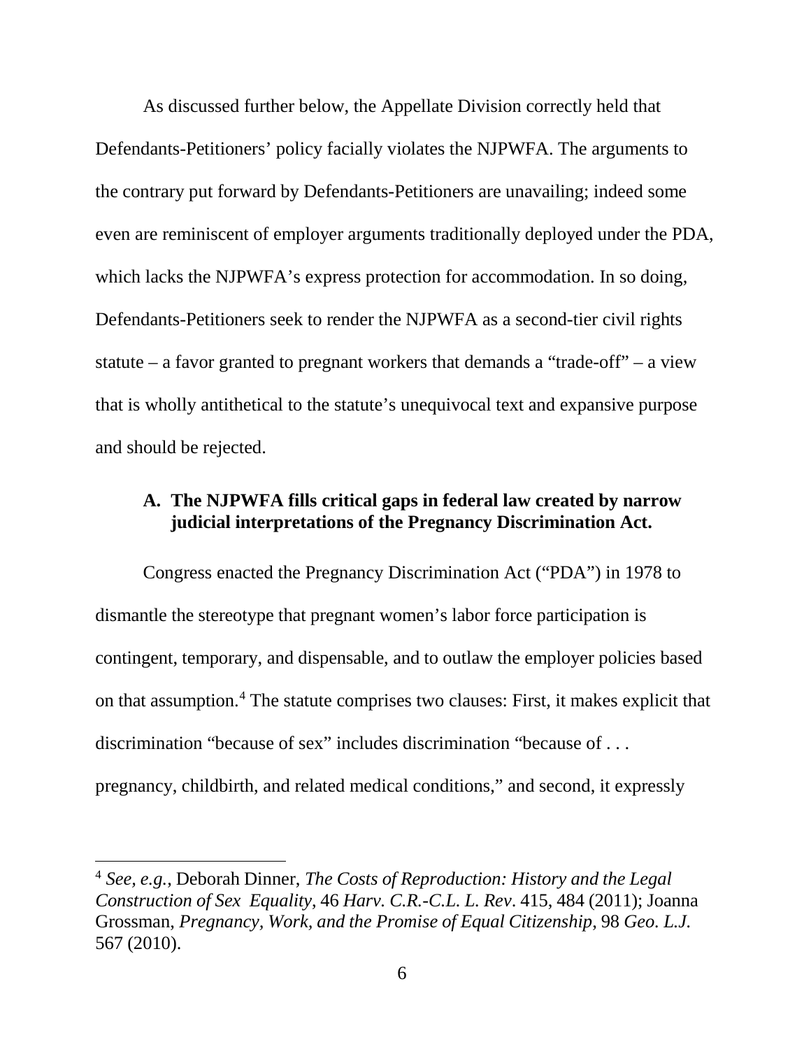As discussed further below, the Appellate Division correctly held that Defendants-Petitioners' policy facially violates the NJPWFA. The arguments to the contrary put forward by Defendants-Petitioners are unavailing; indeed some even are reminiscent of employer arguments traditionally deployed under the PDA, which lacks the NJPWFA's express protection for accommodation. In so doing, Defendants-Petitioners seek to render the NJPWFA as a second-tier civil rights statute – a favor granted to pregnant workers that demands a "trade-off" – a view that is wholly antithetical to the statute's unequivocal text and expansive purpose and should be rejected.

### A. The NJPWFA fills critical gaps in federal law created by narrow judicial interpretations of the Pregnancy Discrimination Act.

Congress enacted the Pregnancy Discrimination Act ("PDA") in 1978 to dismantle the stereotype that pregnant women's labor force participation is contingent, temporary, and dispensable, and to outlaw the employer policies based on that assumption.[4] The statute comprises two clauses: First, it makes explicit that discrimination "because of sex" includes discrimination "because of . . . pregnancy, childbirth, and related medical conditions," and second, it expressly

---

[4] *See, e.g.*, Deborah Dinner, *The Costs of Reproduction: History and the Legal Construction of Sex Equality*, 46 *Harv. C.R.-C.L. L. Rev*. 415, 484 (2011); Joanna Grossman, *Pregnancy, Work, and the Promise of Equal Citizenship*, 98 *Geo. L.J.* 567 (2010).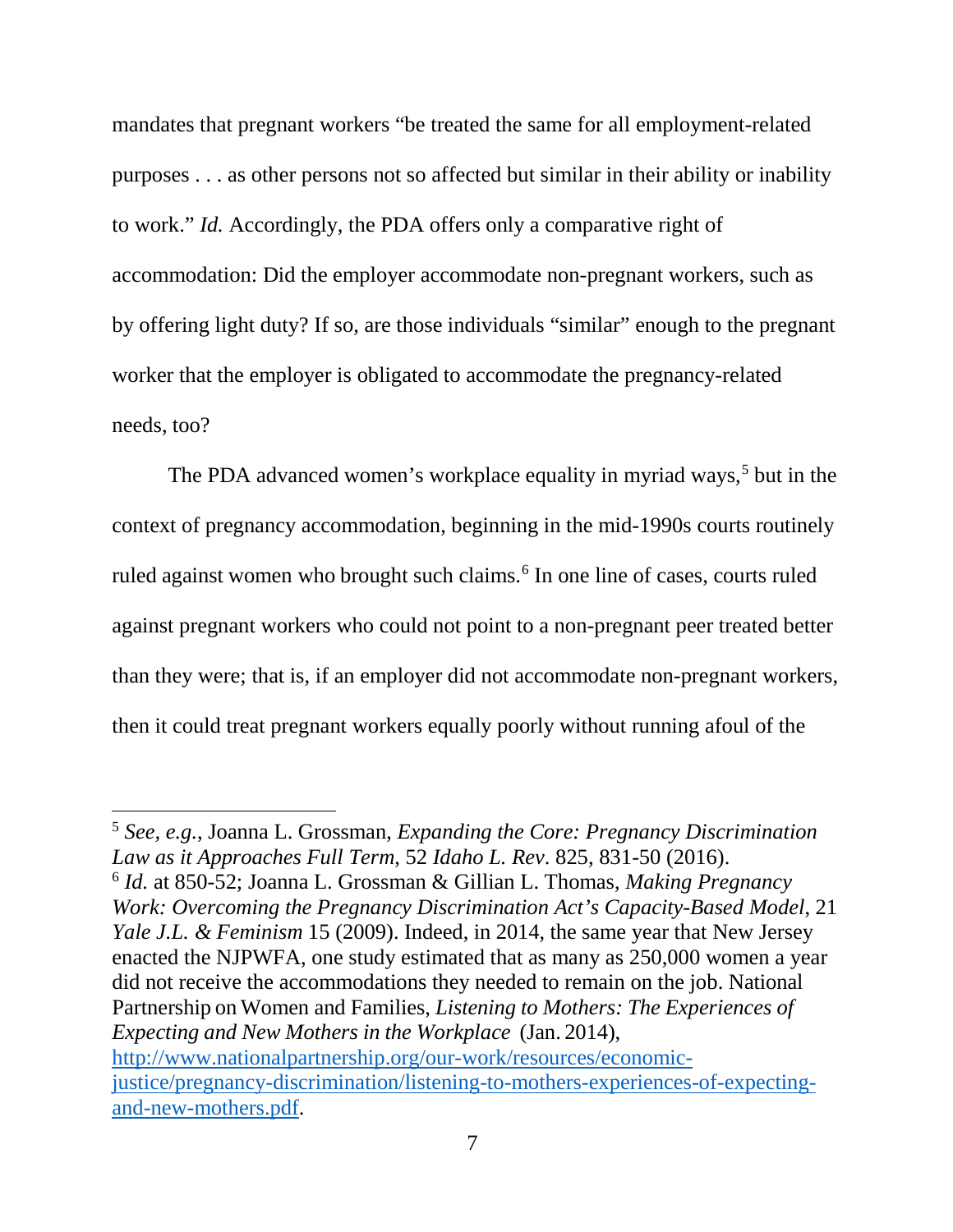mandates that pregnant workers "be treated the same for all employment-related purposes . . . as other persons not so affected but similar in their ability or inability to work." *Id.* Accordingly, the PDA offers only a comparative right of accommodation: Did the employer accommodate non-pregnant workers, such as by offering light duty? If so, are those individuals "similar" enough to the pregnant worker that the employer is obligated to accommodate the pregnancy-related needs, too?

The PDA advanced women's workplace equality in myriad ways,[5] but in the context of pregnancy accommodation, beginning in the mid-1990s courts routinely ruled against women who brought such claims.[6] In one line of cases, courts ruled against pregnant workers who could not point to a non-pregnant peer treated better than they were; that is, if an employer did not accommodate non-pregnant workers, then it could treat pregnant workers equally poorly without running afoul of the

---

[5] *See, e.g.*, Joanna L. Grossman, *Expanding the Core: Pregnancy Discrimination Law as it Approaches Full Term*, 52 *Idaho L. Rev*. 825, 831-50 (2016).

[6] *Id.* at 850-52; Joanna L. Grossman & Gillian L. Thomas, *Making Pregnancy Work: Overcoming the Pregnancy Discrimination Act's Capacity-Based Model*, 21 *Yale J.L. & Feminism* 15 (2009). Indeed, in 2014, the same year that New Jersey enacted the NJPWFA, one study estimated that as many as 250,000 women a year did not receive the accommodations they needed to remain on the job. National Partnership on Women and Families, *Listening to Mothers: The Experiences of Expecting and New Mothers in the Workplace* (Jan. 2014), http://www.nationalpartnership.org/our-work/resources/economic-justice/pregnancy-discrimination/listening-to-mothers-experiences-of-expecting-and-new-mothers.pdf.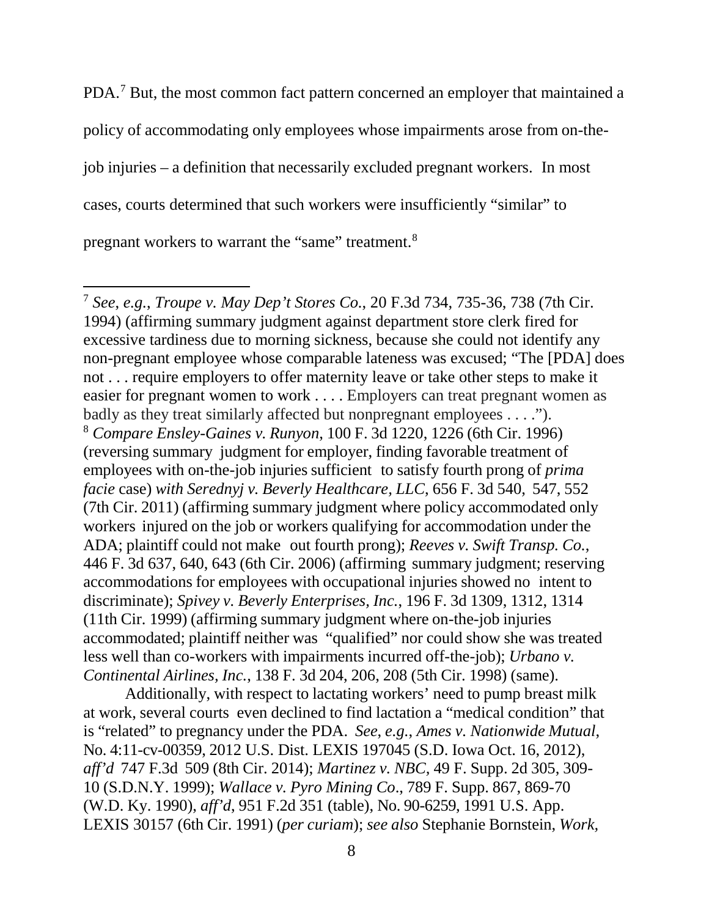PDA.[7] But, the most common fact pattern concerned an employer that maintained a policy of accommodating only employees whose impairments arose from on-the-job injuries – a definition that necessarily excluded pregnant workers. In most cases, courts determined that such workers were insufficiently "similar" to pregnant workers to warrant the "same" treatment.[8]

---

[7] *See, e.g.*, *Troupe v. May Dep't Stores Co.*, 20 F.3d 734, 735-36, 738 (7th Cir. 1994) (affirming summary judgment against department store clerk fired for excessive tardiness due to morning sickness, because she could not identify any non-pregnant employee whose comparable lateness was excused; "The [PDA] does not . . . require employers to offer maternity leave or take other steps to make it easier for pregnant women to work . . . . Employers can treat pregnant women as badly as they treat similarly affected but nonpregnant employees . . . .").

[8] *Compare Ensley-Gaines v. Runyon*, 100 F. 3d 1220, 1226 (6th Cir. 1996) (reversing summary judgment for employer, finding favorable treatment of employees with on-the-job injuries sufficient to satisfy fourth prong of *prima facie* case) *with Serednyj v. Beverly Healthcare, LLC*, 656 F. 3d 540, 547, 552 (7th Cir. 2011) (affirming summary judgment where policy accommodated only workers injured on the job or workers qualifying for accommodation under the ADA; plaintiff could not make out fourth prong); *Reeves v. Swift Transp. Co.*, 446 F. 3d 637, 640, 643 (6th Cir. 2006) (affirming summary judgment; reserving accommodations for employees with occupational injuries showed no intent to discriminate); *Spivey v. Beverly Enterprises, Inc.*, 196 F. 3d 1309, 1312, 1314 (11th Cir. 1999) (affirming summary judgment where on-the-job injuries accommodated; plaintiff neither was "qualified" nor could show she was treated less well than co-workers with impairments incurred off-the-job); *Urbano v. Continental Airlines, Inc.*, 138 F. 3d 204, 206, 208 (5th Cir. 1998) (same).

Additionally, with respect to lactating workers' need to pump breast milk at work, several courts even declined to find lactation a "medical condition" that is "related" to pregnancy under the PDA. *See, e.g.*, *Ames v. Nationwide Mutual*, No. 4:11-cv-00359, 2012 U.S. Dist. LEXIS 197045 (S.D. Iowa Oct. 16, 2012), *aff'd* 747 F.3d 509 (8th Cir. 2014); *Martinez v. NBC*, 49 F. Supp. 2d 305, 309-10 (S.D.N.Y. 1999); *Wallace v. Pyro Mining Co*., 789 F. Supp. 867, 869-70 (W.D. Ky. 1990), *aff'd*, 951 F.2d 351 (table), No. 90-6259, 1991 U.S. App. LEXIS 30157 (6th Cir. 1991) (*per curiam*); *see also* Stephanie Bornstein, *Work,*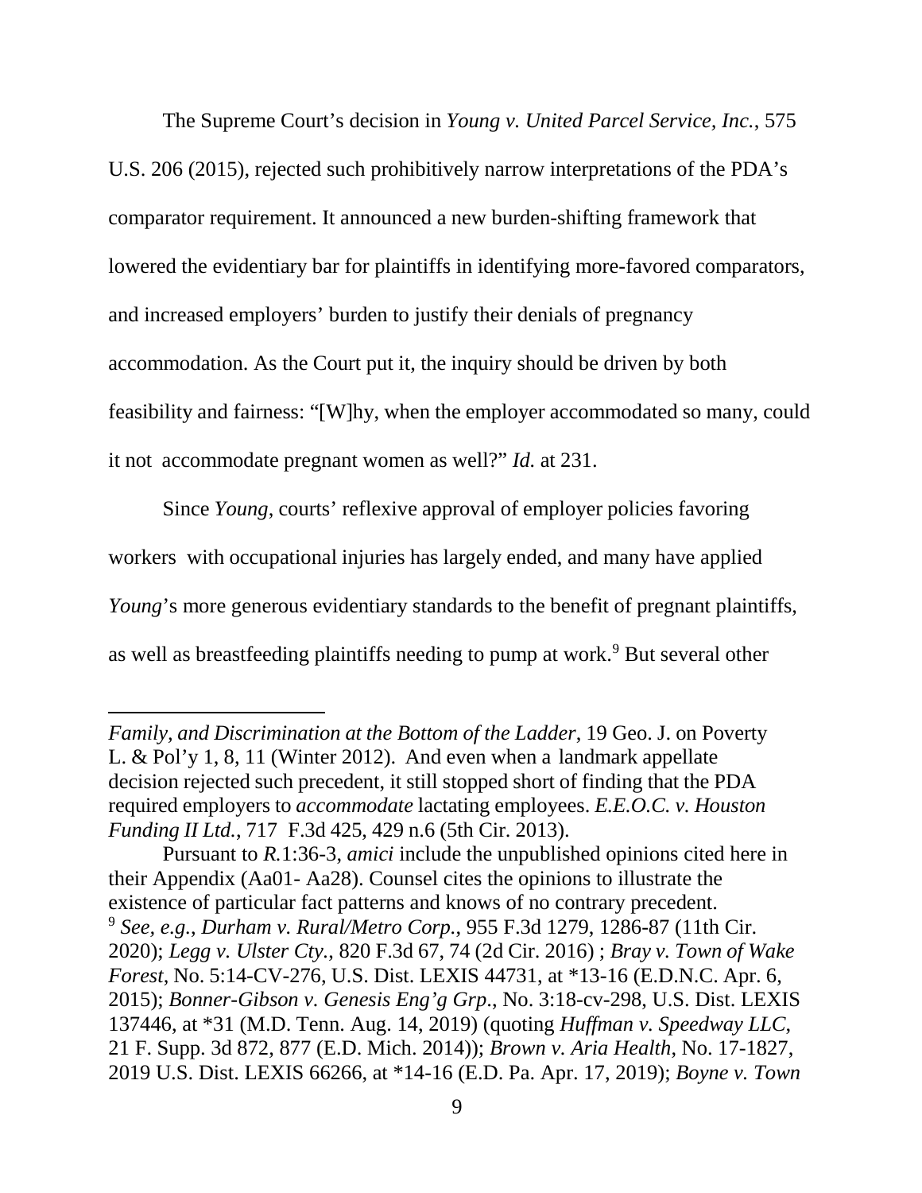The Supreme Court's decision in *Young v. United Parcel Service, Inc.*, 575 U.S. 206 (2015), rejected such prohibitively narrow interpretations of the PDA's comparator requirement. It announced a new burden-shifting framework that lowered the evidentiary bar for plaintiffs in identifying more-favored comparators, and increased employers' burden to justify their denials of pregnancy accommodation. As the Court put it, the inquiry should be driven by both feasibility and fairness: "[W]hy, when the employer accommodated so many, could it not accommodate pregnant women as well?" *Id.* at 231.

Since *Young*, courts' reflexive approval of employer policies favoring workers with occupational injuries has largely ended, and many have applied *Young*'s more generous evidentiary standards to the benefit of pregnant plaintiffs, as well as breastfeeding plaintiffs needing to pump at work.[9] But several other

---

*Family, and Discrimination at the Bottom of the Ladder*, 19 Geo. J. on Poverty L. & Pol'y 1, 8, 11 (Winter 2012). And even when a landmark appellate decision rejected such precedent, it still stopped short of finding that the PDA required employers to *accommodate* lactating employees. *E.E.O.C. v. Houston Funding II Ltd.*, 717 F.3d 425, 429 n.6 (5th Cir. 2013).

Pursuant to *R.*1:36-3, *amici* include the unpublished opinions cited here in their Appendix (Aa01- Aa28). Counsel cites the opinions to illustrate the existence of particular fact patterns and knows of no contrary precedent.

[9] *See, e.g.*, *Durham v. Rural/Metro Corp.*, 955 F.3d 1279, 1286-87 (11th Cir. 2020); *Legg v. Ulster Cty.*, 820 F.3d 67, 74 (2d Cir. 2016) ; *Bray v. Town of Wake Forest*, No. 5:14-CV-276, U.S. Dist. LEXIS 44731, at *13-16 (E.D.N.C. Apr. 6, 2015); *Bonner-Gibson v. Genesis Eng'g Grp.*, No. 3:18-cv-298, U.S. Dist. LEXIS 137446, at *31 (M.D. Tenn. Aug. 14, 2019) (quoting *Huffman v. Speedway LLC*, 21 F. Supp. 3d 872, 877 (E.D. Mich. 2014)); *Brown v. Aria Health*, No. 17-1827, 2019 U.S. Dist. LEXIS 66266, at *14-16 (E.D. Pa. Apr. 17, 2019); *Boyne v. Town*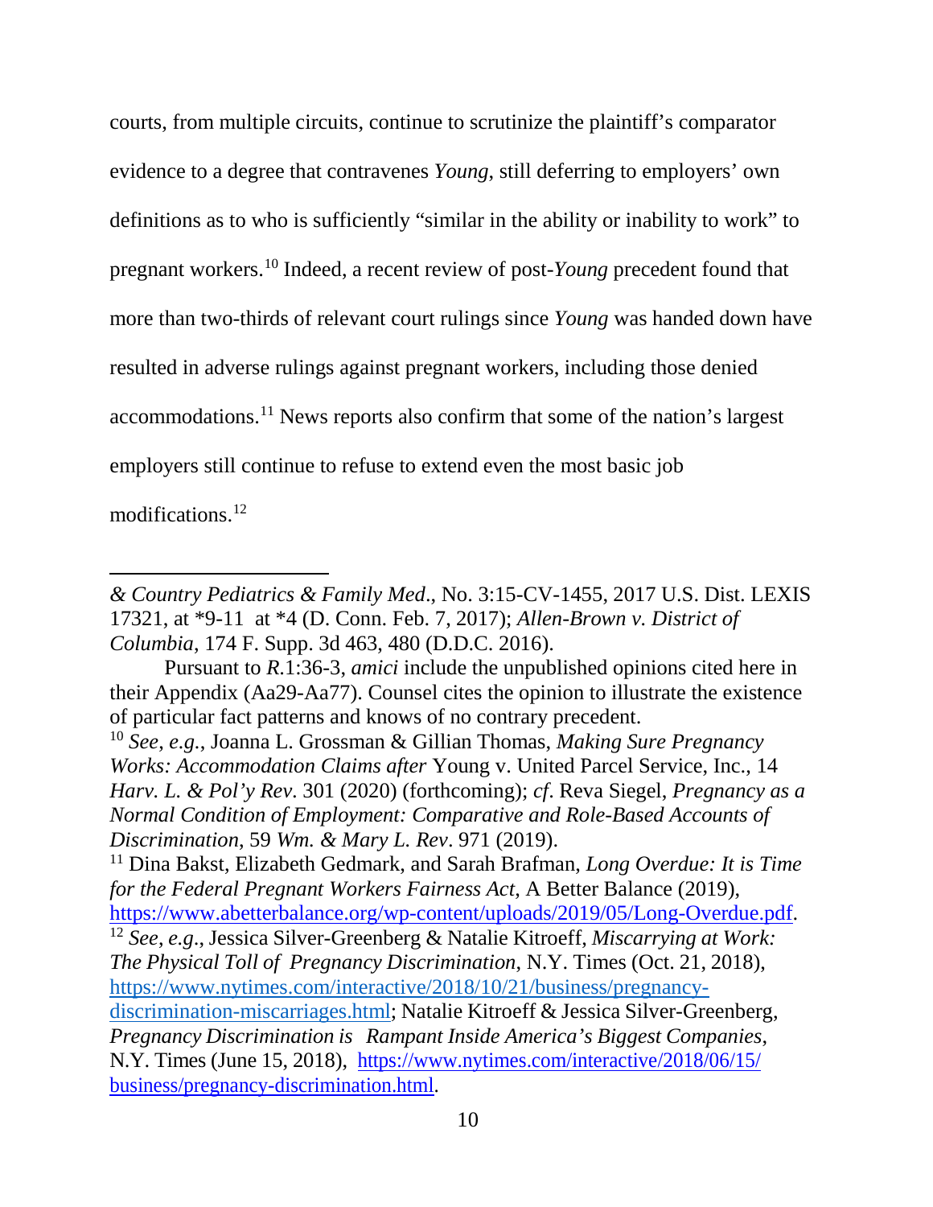courts, from multiple circuits, continue to scrutinize the plaintiff's comparator evidence to a degree that contravenes *Young*, still deferring to employers' own definitions as to who is sufficiently "similar in the ability or inability to work" to pregnant workers.[10] Indeed, a recent review of post-*Young* precedent found that more than two-thirds of relevant court rulings since *Young* was handed down have resulted in adverse rulings against pregnant workers, including those denied accommodations.[11] News reports also confirm that some of the nation's largest employers still continue to refuse to extend even the most basic job modifications.[12]

---

*& Country Pediatrics & Family Med*., No. 3:15-CV-1455, 2017 U.S. Dist. LEXIS 17321, at *9-11 at *4 (D. Conn. Feb. 7, 2017); *Allen-Brown v. District of Columbia*, 174 F. Supp. 3d 463, 480 (D.D.C. 2016).

Pursuant to *R*.1:36-3, *amici* include the unpublished opinions cited here in their Appendix (Aa29-Aa77). Counsel cites the opinion to illustrate the existence of particular fact patterns and knows of no contrary precedent.

[10] *See*, *e.g.*, Joanna L. Grossman & Gillian Thomas, *Making Sure Pregnancy Works: Accommodation Claims after* Young v. United Parcel Service, Inc., 14 *Harv. L. & Pol'y Rev*. 301 (2020) (forthcoming); *cf*. Reva Siegel, *Pregnancy as a Normal Condition of Employment: Comparative and Role-Based Accounts of Discrimination*, 59 *Wm. & Mary L. Rev*. 971 (2019).

[11] Dina Bakst, Elizabeth Gedmark, and Sarah Brafman, *Long Overdue: It is Time for the Federal Pregnant Workers Fairness Act*, A Better Balance (2019), https://www.abetterbalance.org/wp-content/uploads/2019/05/Long-Overdue.pdf.

[12] *See*, *e.g*., Jessica Silver-Greenberg & Natalie Kitroeff, *Miscarrying at Work: The Physical Toll of Pregnancy Discrimination*, N.Y. Times (Oct. 21, 2018), https://www.nytimes.com/interactive/2018/10/21/business/pregnancy-discrimination-miscarriages.html; Natalie Kitroeff & Jessica Silver-Greenberg, *Pregnancy Discrimination is Rampant Inside America's Biggest Companies*, N.Y. Times (June 15, 2018), https://www.nytimes.com/interactive/2018/06/15/business/pregnancy-discrimination.html.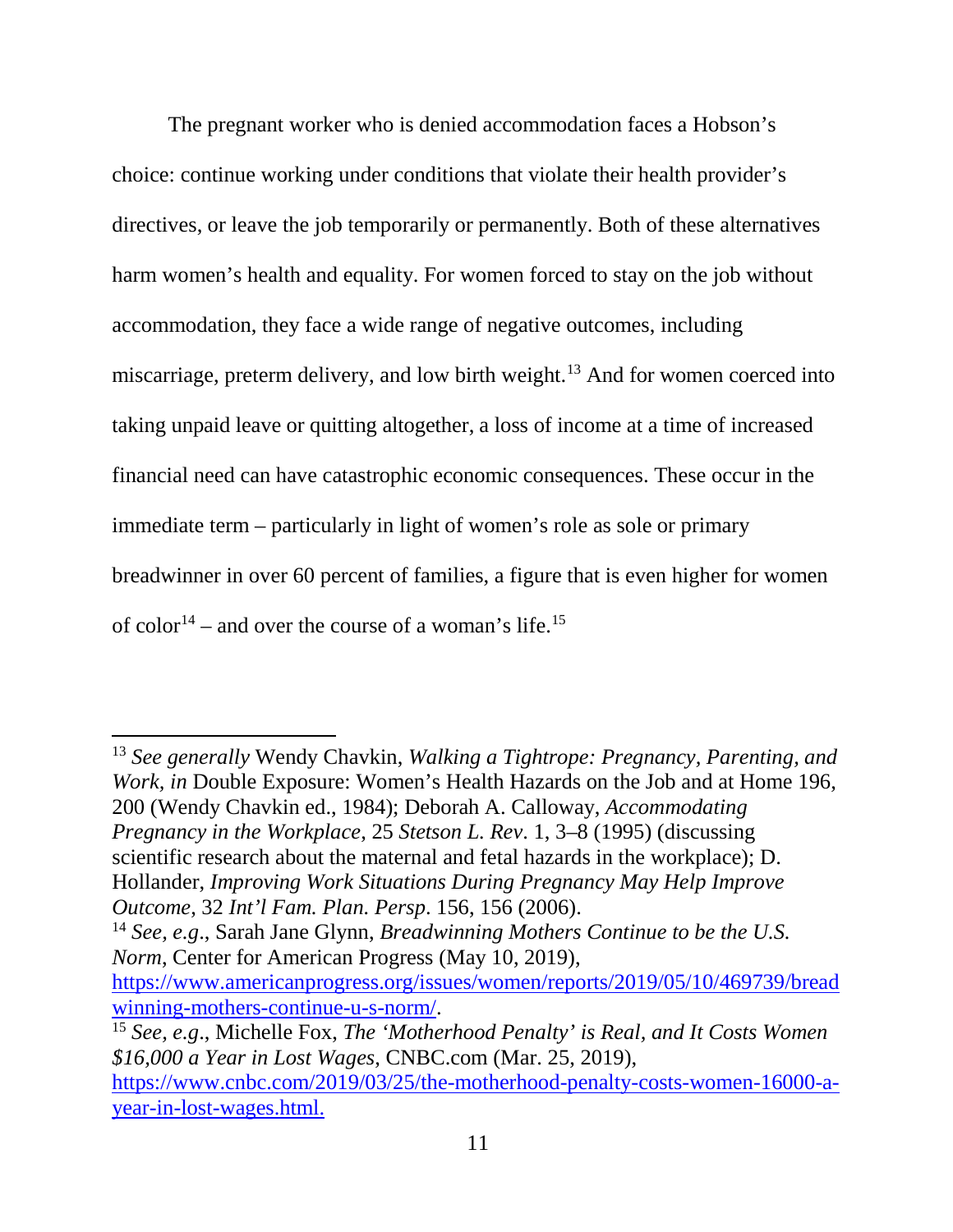The pregnant worker who is denied accommodation faces a Hobson's choice: continue working under conditions that violate their health provider's directives, or leave the job temporarily or permanently. Both of these alternatives harm women's health and equality. For women forced to stay on the job without accommodation, they face a wide range of negative outcomes, including miscarriage, preterm delivery, and low birth weight.[13] And for women coerced into taking unpaid leave or quitting altogether, a loss of income at a time of increased financial need can have catastrophic economic consequences. These occur in the immediate term – particularly in light of women's role as sole or primary breadwinner in over 60 percent of families, a figure that is even higher for women of color[14] – and over the course of a woman's life.[15]

---

[13] *See generally* Wendy Chavkin, *Walking a Tightrope: Pregnancy, Parenting, and Work*, *in* Double Exposure: Women's Health Hazards on the Job and at Home 196, 200 (Wendy Chavkin ed., 1984); Deborah A. Calloway, *Accommodating Pregnancy in the Workplace*, 25 *Stetson L. Rev*. 1, 3–8 (1995) (discussing scientific research about the maternal and fetal hazards in the workplace); D. Hollander, *Improving Work Situations During Pregnancy May Help Improve Outcome*, 32 *Int'l Fam. Plan. Persp*. 156, 156 (2006).

[14] *See, e.g*., Sarah Jane Glynn, *Breadwinning Mothers Continue to be the U.S. Norm*, Center for American Progress (May 10, 2019), https://www.americanprogress.org/issues/women/reports/2019/05/10/469739/breadwinning-mothers-continue-u-s-norm/.

[15] *See, e.g*., Michelle Fox, *The 'Motherhood Penalty' is Real, and It Costs Women $16,000 a Year in Lost Wages*, CNBC.com (Mar. 25, 2019), https://www.cnbc.com/2019/03/25/the-motherhood-penalty-costs-women-16000-a-year-in-lost-wages.html.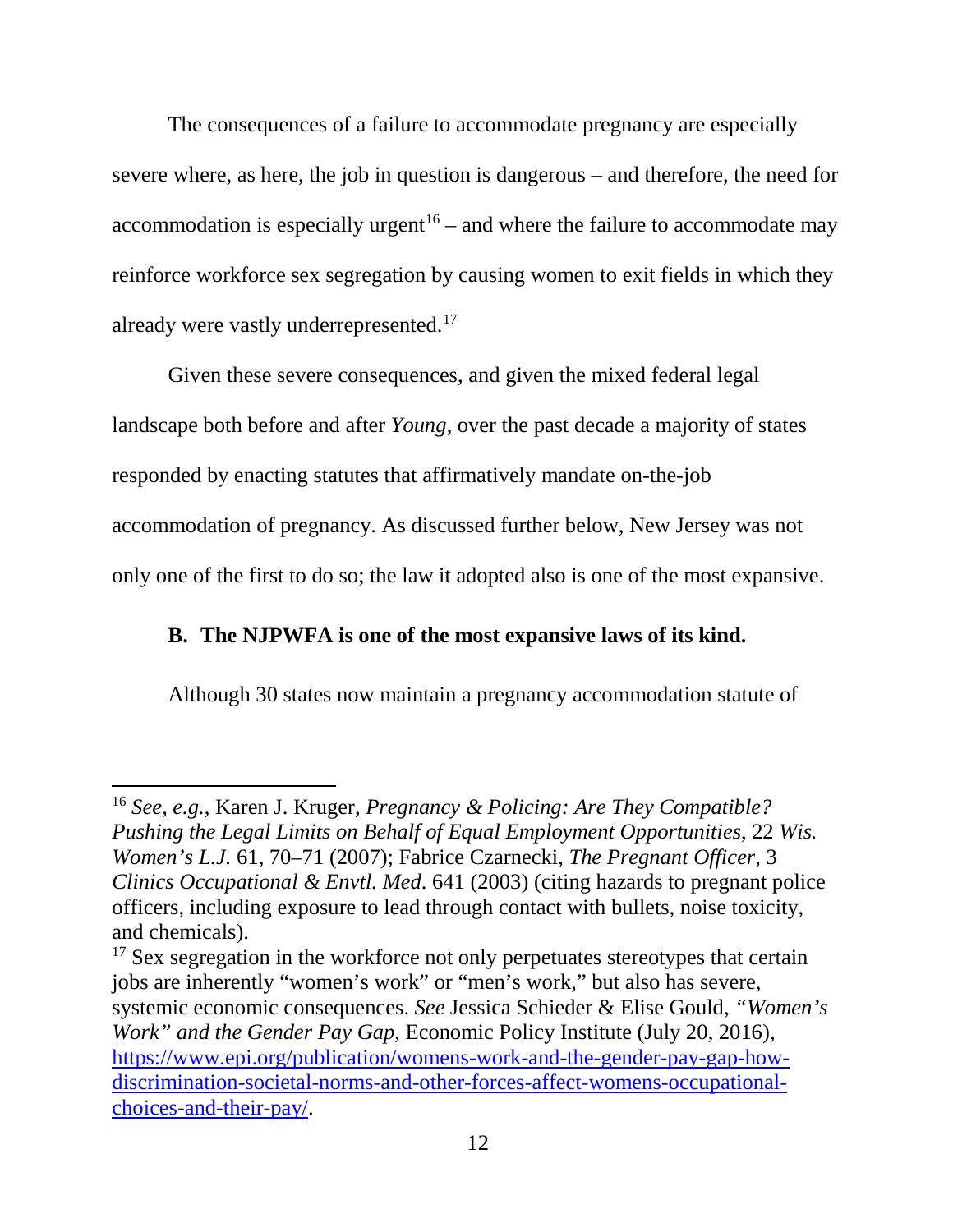The consequences of a failure to accommodate pregnancy are especially severe where, as here, the job in question is dangerous – and therefore, the need for accommodation is especially urgent[16] – and where the failure to accommodate may reinforce workforce sex segregation by causing women to exit fields in which they already were vastly underrepresented.[17]

Given these severe consequences, and given the mixed federal legal landscape both before and after *Young*, over the past decade a majority of states responded by enacting statutes that affirmatively mandate on-the-job accommodation of pregnancy. As discussed further below, New Jersey was not only one of the first to do so; the law it adopted also is one of the most expansive.

**B. The NJPWFA is one of the most expansive laws of its kind.**

Although 30 states now maintain a pregnancy accommodation statute of

---

[16] *See, e.g.*, Karen J. Kruger, *Pregnancy & Policing: Are They Compatible? Pushing the Legal Limits on Behalf of Equal Employment Opportunities*, 22 *Wis. Women's L.J.* 61, 70–71 (2007); Fabrice Czarnecki, *The Pregnant Officer*, 3 *Clinics Occupational & Envtl. Med*. 641 (2003) (citing hazards to pregnant police officers, including exposure to lead through contact with bullets, noise toxicity, and chemicals).

[17] Sex segregation in the workforce not only perpetuates stereotypes that certain jobs are inherently "women's work" or "men's work," but also has severe, systemic economic consequences. *See* Jessica Schieder & Elise Gould, *"Women's Work" and the Gender Pay Gap*, Economic Policy Institute (July 20, 2016), https://www.epi.org/publication/womens-work-and-the-gender-pay-gap-how-discrimination-societal-norms-and-other-forces-affect-womens-occupational-choices-and-their-pay/.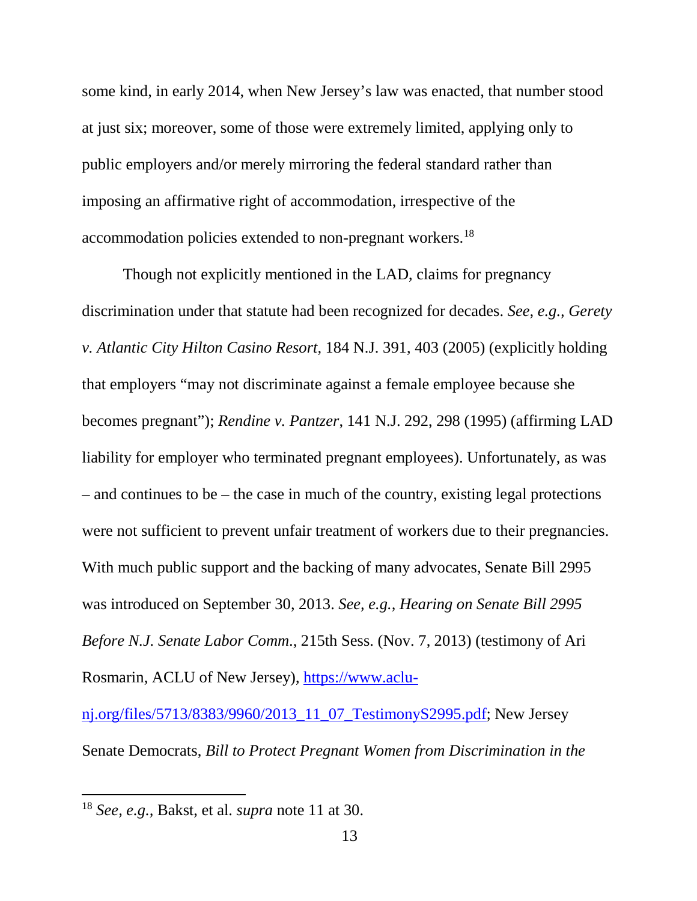some kind, in early 2014, when New Jersey's law was enacted, that number stood at just six; moreover, some of those were extremely limited, applying only to public employers and/or merely mirroring the federal standard rather than imposing an affirmative right of accommodation, irrespective of the accommodation policies extended to non-pregnant workers.[18]

Though not explicitly mentioned in the LAD, claims for pregnancy discrimination under that statute had been recognized for decades. *See, e.g.*, *Gerety v. Atlantic City Hilton Casino Resort*, 184 N.J. 391, 403 (2005) (explicitly holding that employers "may not discriminate against a female employee because she becomes pregnant"); *Rendine v. Pantzer*, 141 N.J. 292, 298 (1995) (affirming LAD liability for employer who terminated pregnant employees). Unfortunately, as was – and continues to be – the case in much of the country, existing legal protections were not sufficient to prevent unfair treatment of workers due to their pregnancies. With much public support and the backing of many advocates, Senate Bill 2995 was introduced on September 30, 2013. *See, e.g.*, *Hearing on Senate Bill 2995 Before N.J. Senate Labor Comm.*, 215th Sess. (Nov. 7, 2013) (testimony of Ari Rosmarin, ACLU of New Jersey), https://www.aclu-nj.org/files/5713/8383/9960/2013_11_07_TestimonyS2995.pdf; New Jersey Senate Democrats, *Bill to Protect Pregnant Women from Discrimination in the*

---

[18] *See, e.g.*, Bakst, et al. *supra* note 11 at 30.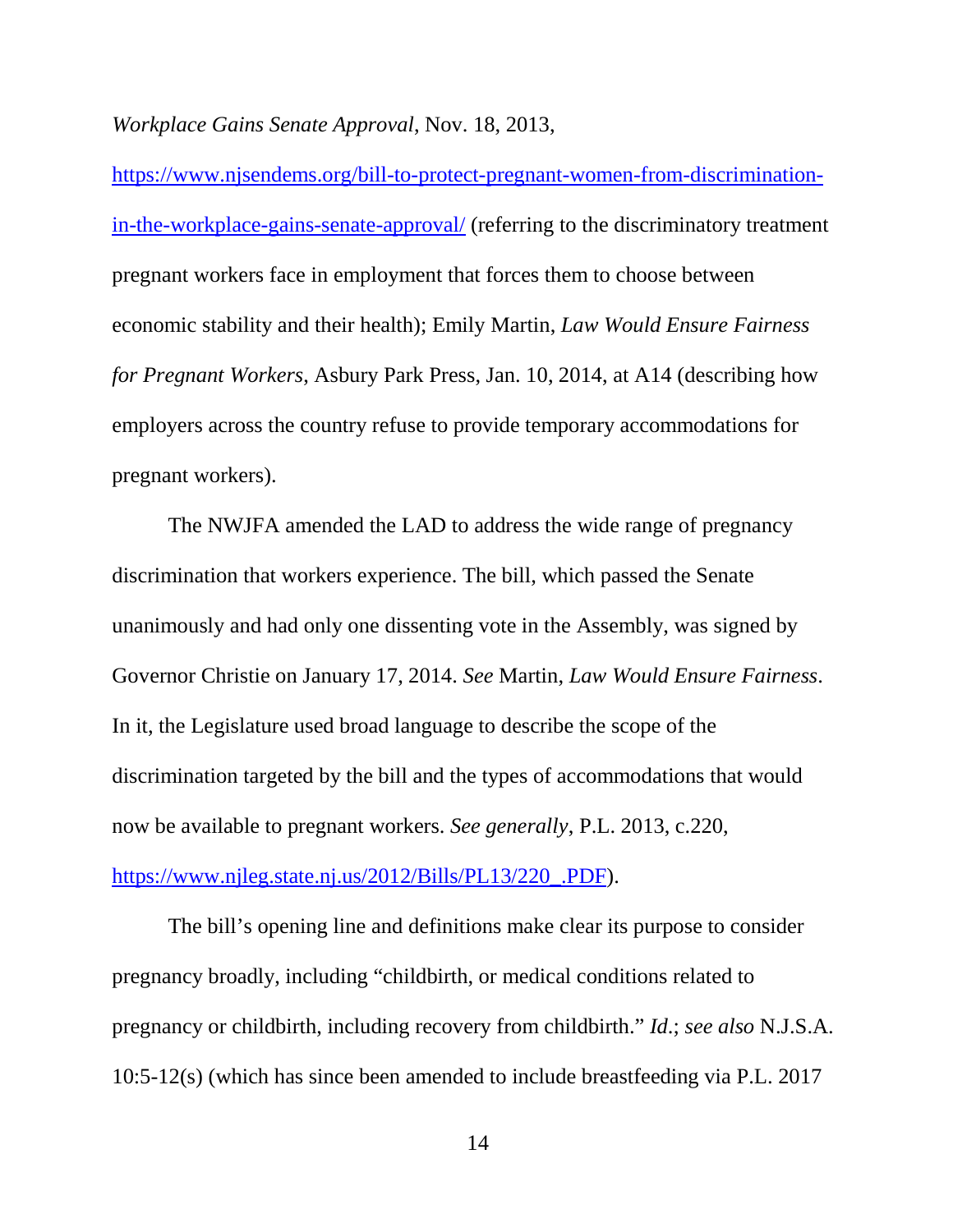*Workplace Gains Senate Approval*, Nov. 18, 2013, https://www.njsendems.org/bill-to-protect-pregnant-women-from-discrimination-in-the-workplace-gains-senate-approval/ (referring to the discriminatory treatment pregnant workers face in employment that forces them to choose between economic stability and their health); Emily Martin, *Law Would Ensure Fairness for Pregnant Workers*, Asbury Park Press, Jan. 10, 2014, at A14 (describing how employers across the country refuse to provide temporary accommodations for pregnant workers).

The NWJFA amended the LAD to address the wide range of pregnancy discrimination that workers experience. The bill, which passed the Senate unanimously and had only one dissenting vote in the Assembly, was signed by Governor Christie on January 17, 2014. *See* Martin, *Law Would Ensure Fairness*. In it, the Legislature used broad language to describe the scope of the discrimination targeted by the bill and the types of accommodations that would now be available to pregnant workers. *See generally*, P.L. 2013, c.220, https://www.njleg.state.nj.us/2012/Bills/PL13/220_.PDF).

The bill's opening line and definitions make clear its purpose to consider pregnancy broadly, including "childbirth, or medical conditions related to pregnancy or childbirth, including recovery from childbirth." *Id.*; *see also* N.J.S.A. 10:5-12(s) (which has since been amended to include breastfeeding via P.L. 2017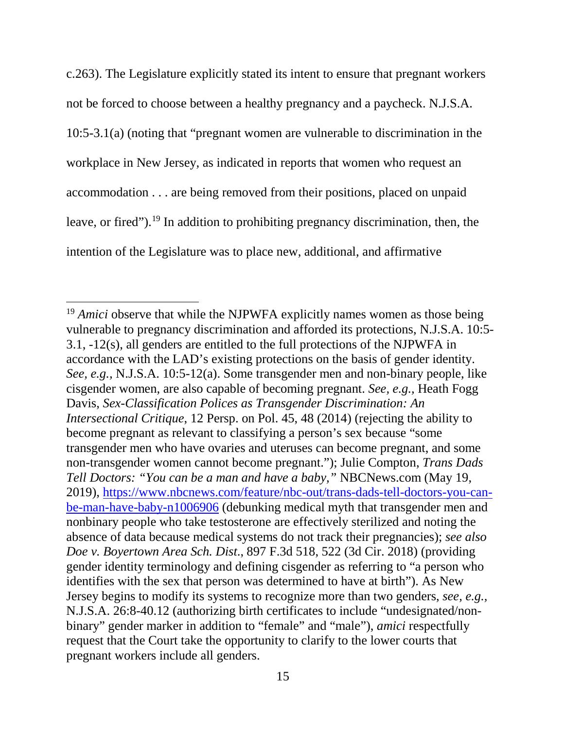c.263). The Legislature explicitly stated its intent to ensure that pregnant workers not be forced to choose between a healthy pregnancy and a paycheck. N.J.S.A. 10:5-3.1(a) (noting that "pregnant women are vulnerable to discrimination in the workplace in New Jersey, as indicated in reports that women who request an accommodation . . . are being removed from their positions, placed on unpaid leave, or fired").[19] In addition to prohibiting pregnancy discrimination, then, the intention of the Legislature was to place new, additional, and affirmative

---

[19] *Amici* observe that while the NJPWFA explicitly names women as those being vulnerable to pregnancy discrimination and afforded its protections, N.J.S.A. 10:5-3.1, -12(s), all genders are entitled to the full protections of the NJPWFA in accordance with the LAD's existing protections on the basis of gender identity. *See, e.g.,* N.J.S.A. 10:5-12(a). Some transgender men and non-binary people, like cisgender women, are also capable of becoming pregnant. *See, e.g.,* Heath Fogg Davis, *Sex-Classification Polices as Transgender Discrimination: An Intersectional Critique*, 12 Persp. on Pol. 45, 48 (2014) (rejecting the ability to become pregnant as relevant to classifying a person's sex because "some transgender men who have ovaries and uteruses can become pregnant, and some non-transgender women cannot become pregnant."); Julie Compton, *Trans Dads Tell Doctors: "You can be a man and have a baby,"* NBCNews.com (May 19, 2019), https://www.nbcnews.com/feature/nbc-out/trans-dads-tell-doctors-you-can-be-man-have-baby-n1006906 (debunking medical myth that transgender men and nonbinary people who take testosterone are effectively sterilized and noting the absence of data because medical systems do not track their pregnancies); *see also Doe v. Boyertown Area Sch. Dist.*, 897 F.3d 518, 522 (3d Cir. 2018) (providing gender identity terminology and defining cisgender as referring to "a person who identifies with the sex that person was determined to have at birth"). As New Jersey begins to modify its systems to recognize more than two genders, *see, e.g.,* N.J.S.A. 26:8-40.12 (authorizing birth certificates to include "undesignated/non-binary" gender marker in addition to "female" and "male"), *amici* respectfully request that the Court take the opportunity to clarify to the lower courts that pregnant workers include all genders.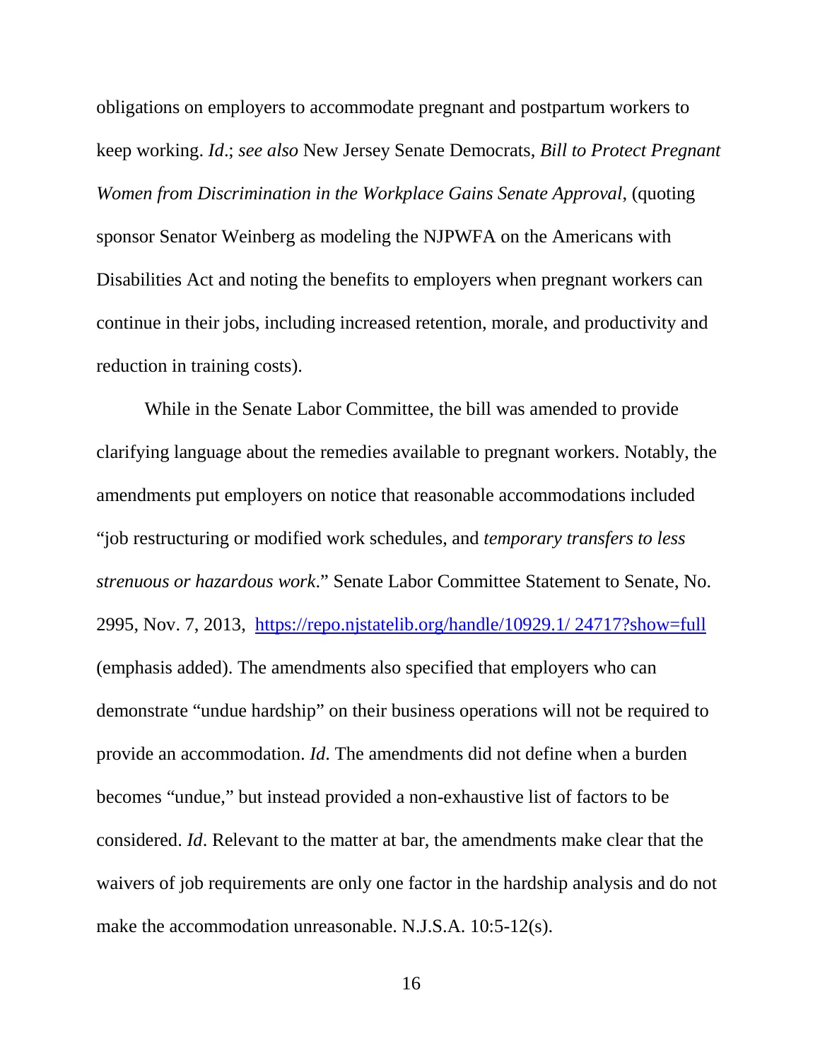obligations on employers to accommodate pregnant and postpartum workers to keep working. *Id*.; *see also* New Jersey Senate Democrats, *Bill to Protect Pregnant Women from Discrimination in the Workplace Gains Senate Approval*, (quoting sponsor Senator Weinberg as modeling the NJPWFA on the Americans with Disabilities Act and noting the benefits to employers when pregnant workers can continue in their jobs, including increased retention, morale, and productivity and reduction in training costs).

While in the Senate Labor Committee, the bill was amended to provide clarifying language about the remedies available to pregnant workers. Notably, the amendments put employers on notice that reasonable accommodations included "job restructuring or modified work schedules, and *temporary transfers to less strenuous or hazardous work*." Senate Labor Committee Statement to Senate, No. 2995, Nov. 7, 2013, https://repo.njstatelib.org/handle/10929.1/ 24717?show=full (emphasis added). The amendments also specified that employers who can demonstrate "undue hardship" on their business operations will not be required to provide an accommodation. *Id*. The amendments did not define when a burden becomes "undue," but instead provided a non-exhaustive list of factors to be considered. *Id*. Relevant to the matter at bar, the amendments make clear that the waivers of job requirements are only one factor in the hardship analysis and do not make the accommodation unreasonable. N.J.S.A. 10:5-12(s).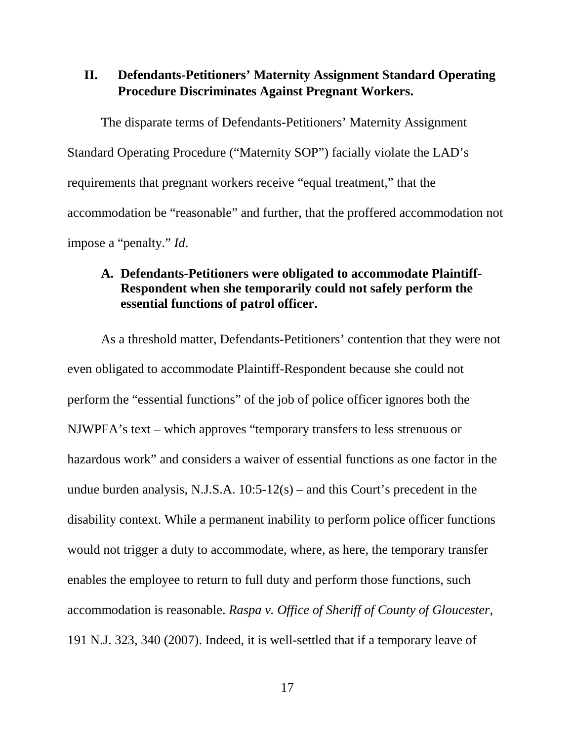## II. Defendants-Petitioners' Maternity Assignment Standard Operating Procedure Discriminates Against Pregnant Workers.

The disparate terms of Defendants-Petitioners' Maternity Assignment Standard Operating Procedure ("Maternity SOP") facially violate the LAD's requirements that pregnant workers receive "equal treatment," that the accommodation be "reasonable" and further, that the proffered accommodation not impose a "penalty." *Id*.

### A. Defendants-Petitioners were obligated to accommodate Plaintiff-Respondent when she temporarily could not safely perform the essential functions of patrol officer.

As a threshold matter, Defendants-Petitioners' contention that they were not even obligated to accommodate Plaintiff-Respondent because she could not perform the "essential functions" of the job of police officer ignores both the NJWPFA's text – which approves "temporary transfers to less strenuous or hazardous work" and considers a waiver of essential functions as one factor in the undue burden analysis, N.J.S.A. 10:5-12(s) – and this Court's precedent in the disability context. While a permanent inability to perform police officer functions would not trigger a duty to accommodate, where, as here, the temporary transfer enables the employee to return to full duty and perform those functions, such accommodation is reasonable. *Raspa v. Office of Sheriff of County of Gloucester*, 191 N.J. 323, 340 (2007). Indeed, it is well-settled that if a temporary leave of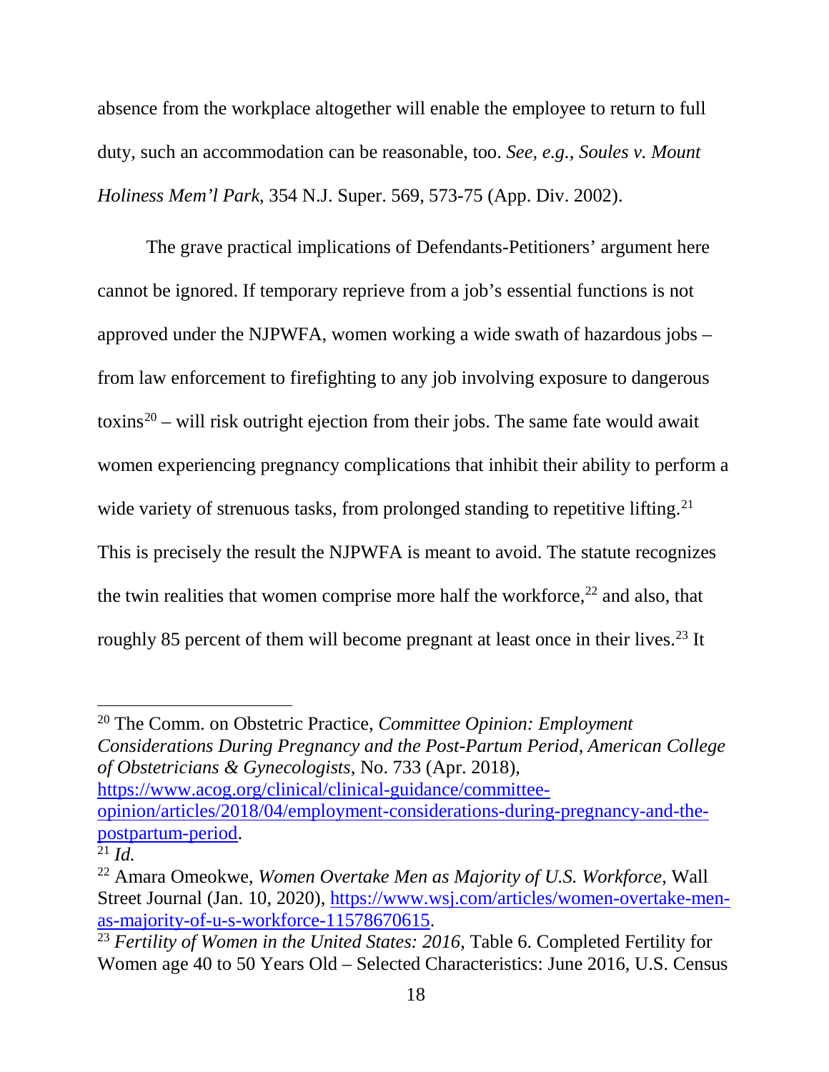absence from the workplace altogether will enable the employee to return to full duty, such an accommodation can be reasonable, too. *See, e.g.*, *Soules v. Mount Holiness Mem'l Park*, 354 N.J. Super. 569, 573-75 (App. Div. 2002).

The grave practical implications of Defendants-Petitioners' argument here cannot be ignored. If temporary reprieve from a job's essential functions is not approved under the NJPWFA, women working a wide swath of hazardous jobs – from law enforcement to firefighting to any job involving exposure to dangerous toxins[20] – will risk outright ejection from their jobs. The same fate would await women experiencing pregnancy complications that inhibit their ability to perform a wide variety of strenuous tasks, from prolonged standing to repetitive lifting.[21] This is precisely the result the NJPWFA is meant to avoid. The statute recognizes the twin realities that women comprise more half the workforce,[22] and also, that roughly 85 percent of them will become pregnant at least once in their lives.[23] It

---

[20] The Comm. on Obstetric Practice, *Committee Opinion: Employment Considerations During Pregnancy and the Post-Partum Period*, *American College of Obstetricians & Gynecologists*, No. 733 (Apr. 2018), https://www.acog.org/clinical/clinical-guidance/committee-opinion/articles/2018/04/employment-considerations-during-pregnancy-and-the-postpartum-period.

[21] *Id.*

[22] Amara Omeokwe, *Women Overtake Men as Majority of U.S. Workforce*, Wall Street Journal (Jan. 10, 2020), https://www.wsj.com/articles/women-overtake-men-as-majority-of-u-s-workforce-11578670615.

[23] *Fertility of Women in the United States: 2016*, Table 6. Completed Fertility for Women age 40 to 50 Years Old – Selected Characteristics: June 2016, U.S. Census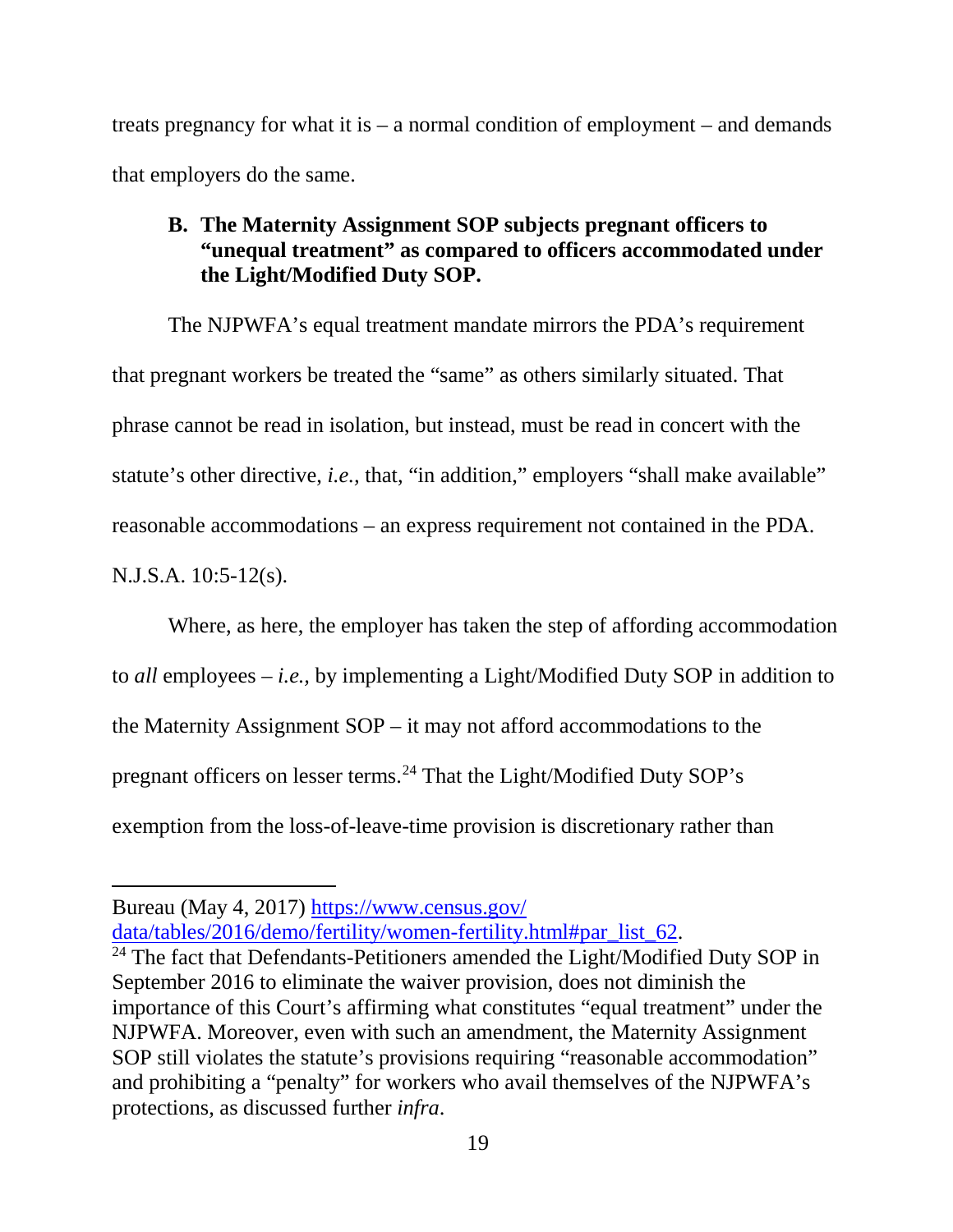treats pregnancy for what it is – a normal condition of employment – and demands that employers do the same.

### B. The Maternity Assignment SOP subjects pregnant officers to "unequal treatment" as compared to officers accommodated under the Light/Modified Duty SOP.

The NJPWFA's equal treatment mandate mirrors the PDA's requirement that pregnant workers be treated the "same" as others similarly situated. That phrase cannot be read in isolation, but instead, must be read in concert with the statute's other directive, *i.e.*, that, "in addition," employers "shall make available" reasonable accommodations – an express requirement not contained in the PDA. N.J.S.A. 10:5-12(s).

Where, as here, the employer has taken the step of affording accommodation to *all* employees – *i.e.,* by implementing a Light/Modified Duty SOP in addition to the Maternity Assignment SOP – it may not afford accommodations to the pregnant officers on lesser terms.[24] That the Light/Modified Duty SOP's exemption from the loss-of-leave-time provision is discretionary rather than

---

Bureau (May 4, 2017) [https://www.census.gov/data/tables/2016/demo/fertility/women-fertility.html#par_list_62](https://www.census.gov/data/tables/2016/demo/fertility/women-fertility.html#par_list_62).

[24] The fact that Defendants-Petitioners amended the Light/Modified Duty SOP in September 2016 to eliminate the waiver provision, does not diminish the importance of this Court's affirming what constitutes "equal treatment" under the NJPWFA. Moreover, even with such an amendment, the Maternity Assignment SOP still violates the statute's provisions requiring "reasonable accommodation" and prohibiting a "penalty" for workers who avail themselves of the NJPWFA's protections, as discussed further *infra*.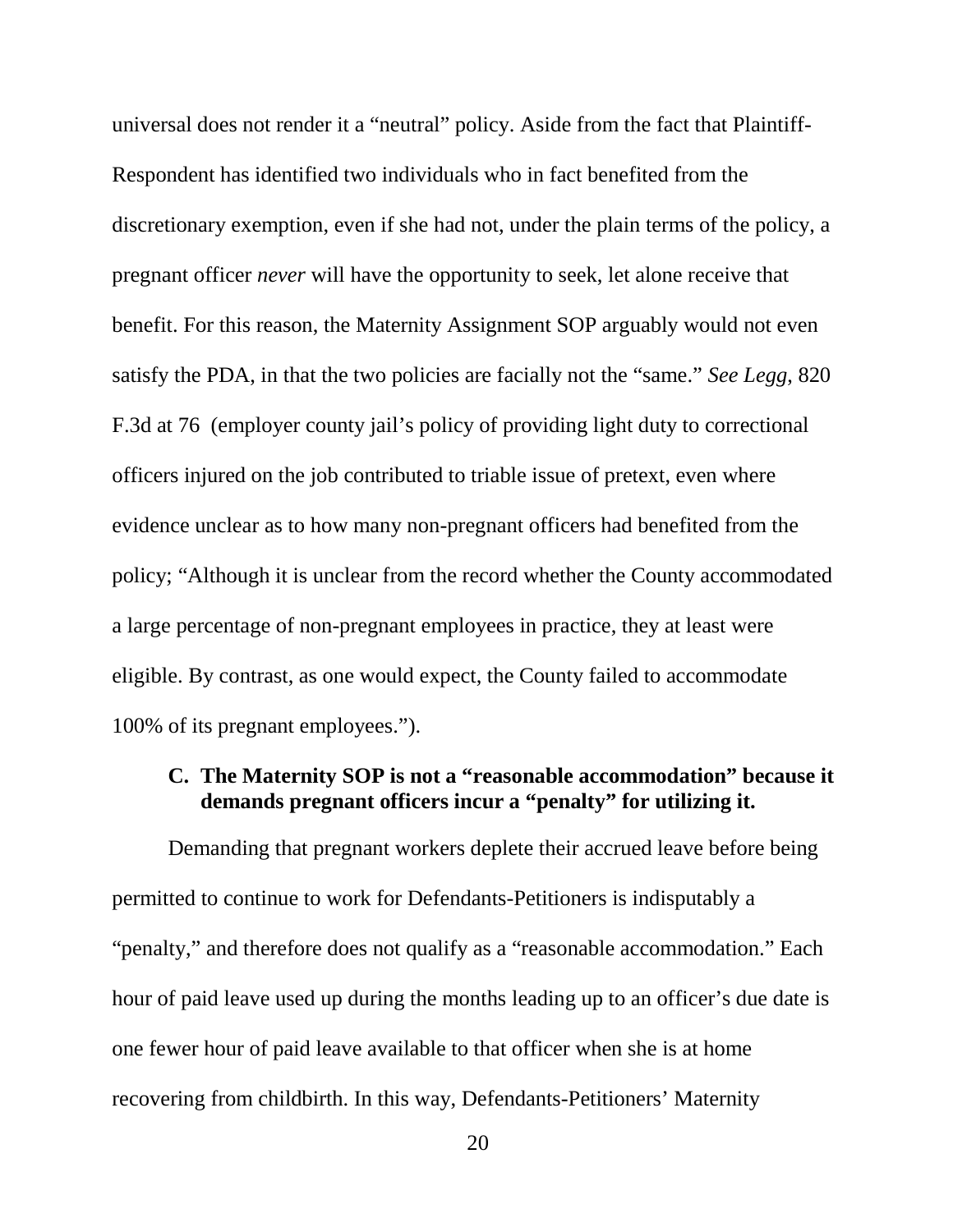universal does not render it a "neutral" policy. Aside from the fact that Plaintiff-Respondent has identified two individuals who in fact benefited from the discretionary exemption, even if she had not, under the plain terms of the policy, a pregnant officer *never* will have the opportunity to seek, let alone receive that benefit. For this reason, the Maternity Assignment SOP arguably would not even satisfy the PDA, in that the two policies are facially not the "same." *See Legg*, 820 F.3d at 76 (employer county jail's policy of providing light duty to correctional officers injured on the job contributed to triable issue of pretext, even where evidence unclear as to how many non-pregnant officers had benefited from the policy; "Although it is unclear from the record whether the County accommodated a large percentage of non-pregnant employees in practice, they at least were eligible. By contrast, as one would expect, the County failed to accommodate 100% of its pregnant employees.").

### C. The Maternity SOP is not a "reasonable accommodation" because it demands pregnant officers incur a "penalty" for utilizing it.

Demanding that pregnant workers deplete their accrued leave before being permitted to continue to work for Defendants-Petitioners is indisputably a "penalty," and therefore does not qualify as a "reasonable accommodation." Each hour of paid leave used up during the months leading up to an officer's due date is one fewer hour of paid leave available to that officer when she is at home recovering from childbirth. In this way, Defendants-Petitioners' Maternity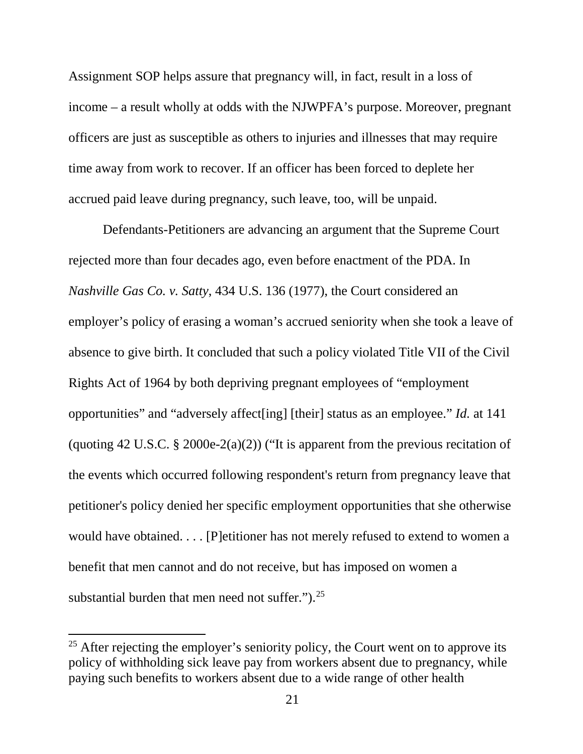Assignment SOP helps assure that pregnancy will, in fact, result in a loss of income – a result wholly at odds with the NJWPFA's purpose. Moreover, pregnant officers are just as susceptible as others to injuries and illnesses that may require time away from work to recover. If an officer has been forced to deplete her accrued paid leave during pregnancy, such leave, too, will be unpaid.

Defendants-Petitioners are advancing an argument that the Supreme Court rejected more than four decades ago, even before enactment of the PDA. In *Nashville Gas Co. v. Satty*, 434 U.S. 136 (1977), the Court considered an employer's policy of erasing a woman's accrued seniority when she took a leave of absence to give birth. It concluded that such a policy violated Title VII of the Civil Rights Act of 1964 by both depriving pregnant employees of "employment opportunities" and "adversely affect[ing] [their] status as an employee." *Id.* at 141 (quoting 42 U.S.C. § 2000e-2(a)(2)) ("It is apparent from the previous recitation of the events which occurred following respondent's return from pregnancy leave that petitioner's policy denied her specific employment opportunities that she otherwise would have obtained. . . . [P]etitioner has not merely refused to extend to women a benefit that men cannot and do not receive, but has imposed on women a substantial burden that men need not suffer.").[25]

[25] After rejecting the employer's seniority policy, the Court went on to approve its policy of withholding sick leave pay from workers absent due to pregnancy, while paying such benefits to workers absent due to a wide range of other health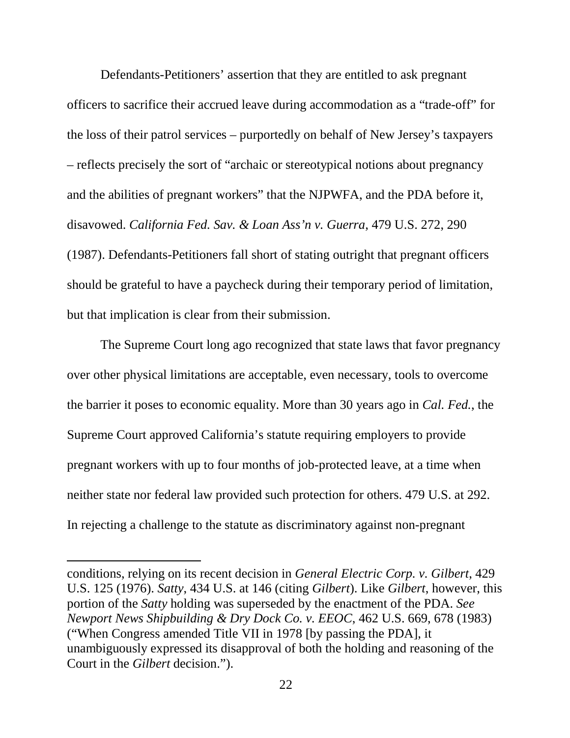Defendants-Petitioners' assertion that they are entitled to ask pregnant officers to sacrifice their accrued leave during accommodation as a "trade-off" for the loss of their patrol services – purportedly on behalf of New Jersey's taxpayers – reflects precisely the sort of "archaic or stereotypical notions about pregnancy and the abilities of pregnant workers" that the NJPWFA, and the PDA before it, disavowed. *California Fed. Sav. & Loan Ass'n v. Guerra*, 479 U.S. 272, 290 (1987). Defendants-Petitioners fall short of stating outright that pregnant officers should be grateful to have a paycheck during their temporary period of limitation, but that implication is clear from their submission.

The Supreme Court long ago recognized that state laws that favor pregnancy over other physical limitations are acceptable, even necessary, tools to overcome the barrier it poses to economic equality. More than 30 years ago in *Cal. Fed.*, the Supreme Court approved California's statute requiring employers to provide pregnant workers with up to four months of job-protected leave, at a time when neither state nor federal law provided such protection for others. 479 U.S. at 292. In rejecting a challenge to the statute as discriminatory against non-pregnant

---

conditions, relying on its recent decision in *General Electric Corp. v. Gilbert*, 429 U.S. 125 (1976). *Satty*, 434 U.S. at 146 (citing *Gilbert*). Like *Gilbert*, however, this portion of the *Satty* holding was superseded by the enactment of the PDA. *See Newport News Shipbuilding & Dry Dock Co. v. EEOC*, 462 U.S. 669, 678 (1983) ("When Congress amended Title VII in 1978 [by passing the PDA], it unambiguously expressed its disapproval of both the holding and reasoning of the Court in the *Gilbert* decision.").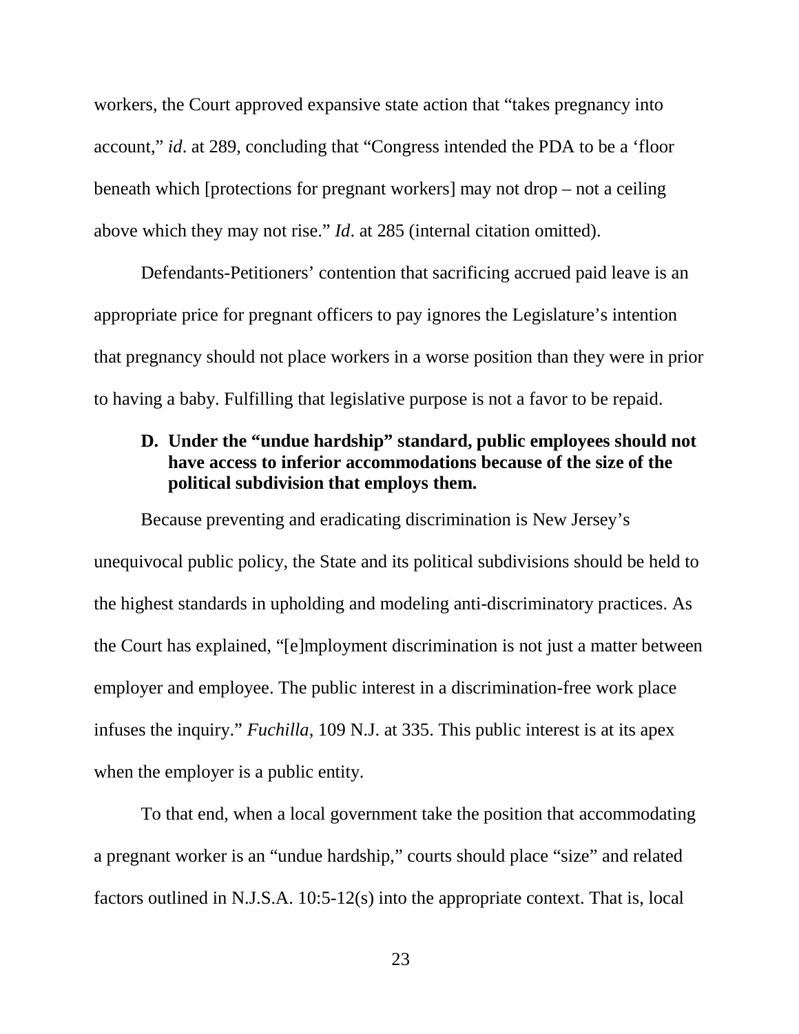workers, the Court approved expansive state action that "takes pregnancy into account," *id*. at 289, concluding that "Congress intended the PDA to be a 'floor beneath which [protections for pregnant workers] may not drop – not a ceiling above which they may not rise." *Id*. at 285 (internal citation omitted).

Defendants-Petitioners' contention that sacrificing accrued paid leave is an appropriate price for pregnant officers to pay ignores the Legislature's intention that pregnancy should not place workers in a worse position than they were in prior to having a baby. Fulfilling that legislative purpose is not a favor to be repaid.

### D. Under the "undue hardship" standard, public employees should not have access to inferior accommodations because of the size of the political subdivision that employs them.

Because preventing and eradicating discrimination is New Jersey's unequivocal public policy, the State and its political subdivisions should be held to the highest standards in upholding and modeling anti-discriminatory practices. As the Court has explained, "[e]mployment discrimination is not just a matter between employer and employee. The public interest in a discrimination-free work place infuses the inquiry." *Fuchilla*, 109 N.J. at 335. This public interest is at its apex when the employer is a public entity.

To that end, when a local government take the position that accommodating a pregnant worker is an "undue hardship," courts should place "size" and related factors outlined in N.J.S.A. 10:5-12(s) into the appropriate context. That is, local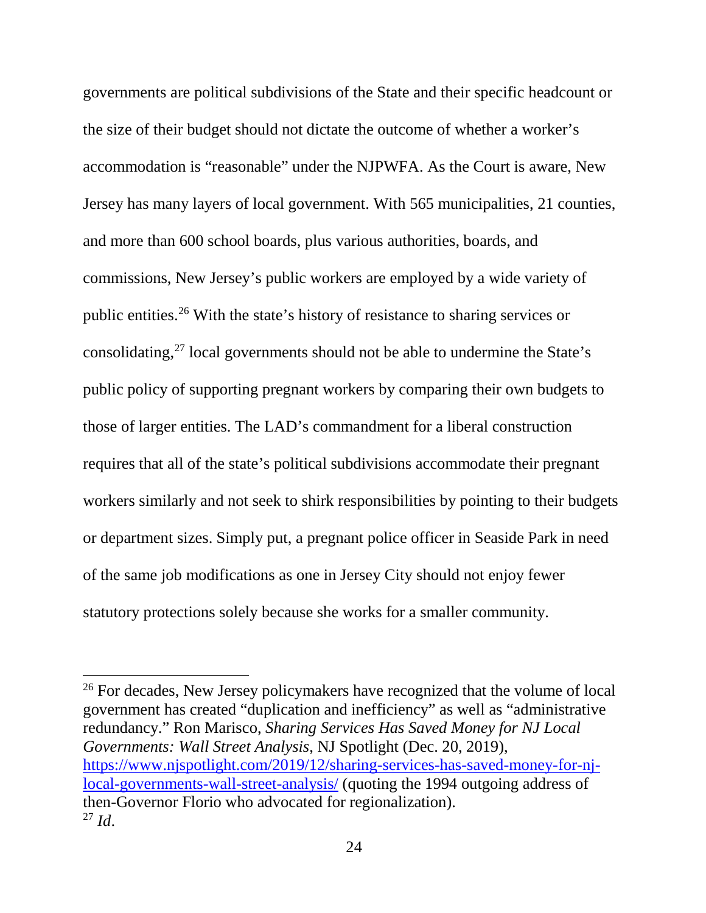governments are political subdivisions of the State and their specific headcount or the size of their budget should not dictate the outcome of whether a worker's accommodation is "reasonable" under the NJPWFA. As the Court is aware, New Jersey has many layers of local government. With 565 municipalities, 21 counties, and more than 600 school boards, plus various authorities, boards, and commissions, New Jersey's public workers are employed by a wide variety of public entities.[26] With the state's history of resistance to sharing services or consolidating,[27] local governments should not be able to undermine the State's public policy of supporting pregnant workers by comparing their own budgets to those of larger entities. The LAD's commandment for a liberal construction requires that all of the state's political subdivisions accommodate their pregnant workers similarly and not seek to shirk responsibilities by pointing to their budgets or department sizes. Simply put, a pregnant police officer in Seaside Park in need of the same job modifications as one in Jersey City should not enjoy fewer statutory protections solely because she works for a smaller community.

---

[26] For decades, New Jersey policymakers have recognized that the volume of local government has created "duplication and inefficiency" as well as "administrative redundancy." Ron Marisco, *Sharing Services Has Saved Money for NJ Local Governments: Wall Street Analysis*, NJ Spotlight (Dec. 20, 2019), https://www.njspotlight.com/2019/12/sharing-services-has-saved-money-for-nj-local-governments-wall-street-analysis/ (quoting the 1994 outgoing address of then-Governor Florio who advocated for regionalization).

[27] *Id*.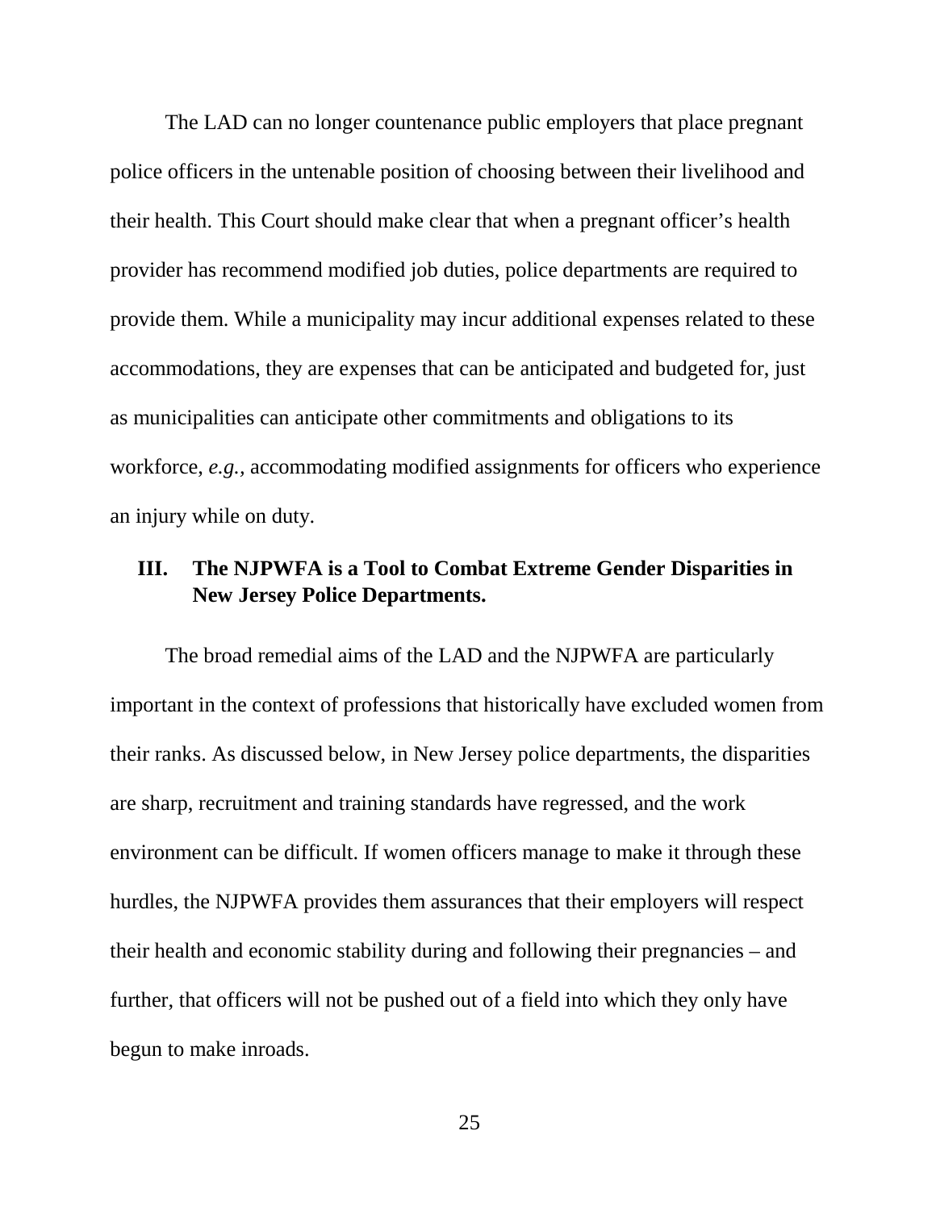The LAD can no longer countenance public employers that place pregnant police officers in the untenable position of choosing between their livelihood and their health. This Court should make clear that when a pregnant officer's health provider has recommend modified job duties, police departments are required to provide them. While a municipality may incur additional expenses related to these accommodations, they are expenses that can be anticipated and budgeted for, just as municipalities can anticipate other commitments and obligations to its workforce, *e.g.*, accommodating modified assignments for officers who experience an injury while on duty.

## III. The NJPWFA is a Tool to Combat Extreme Gender Disparities in New Jersey Police Departments.

The broad remedial aims of the LAD and the NJPWFA are particularly important in the context of professions that historically have excluded women from their ranks. As discussed below, in New Jersey police departments, the disparities are sharp, recruitment and training standards have regressed, and the work environment can be difficult. If women officers manage to make it through these hurdles, the NJPWFA provides them assurances that their employers will respect their health and economic stability during and following their pregnancies – and further, that officers will not be pushed out of a field into which they only have begun to make inroads.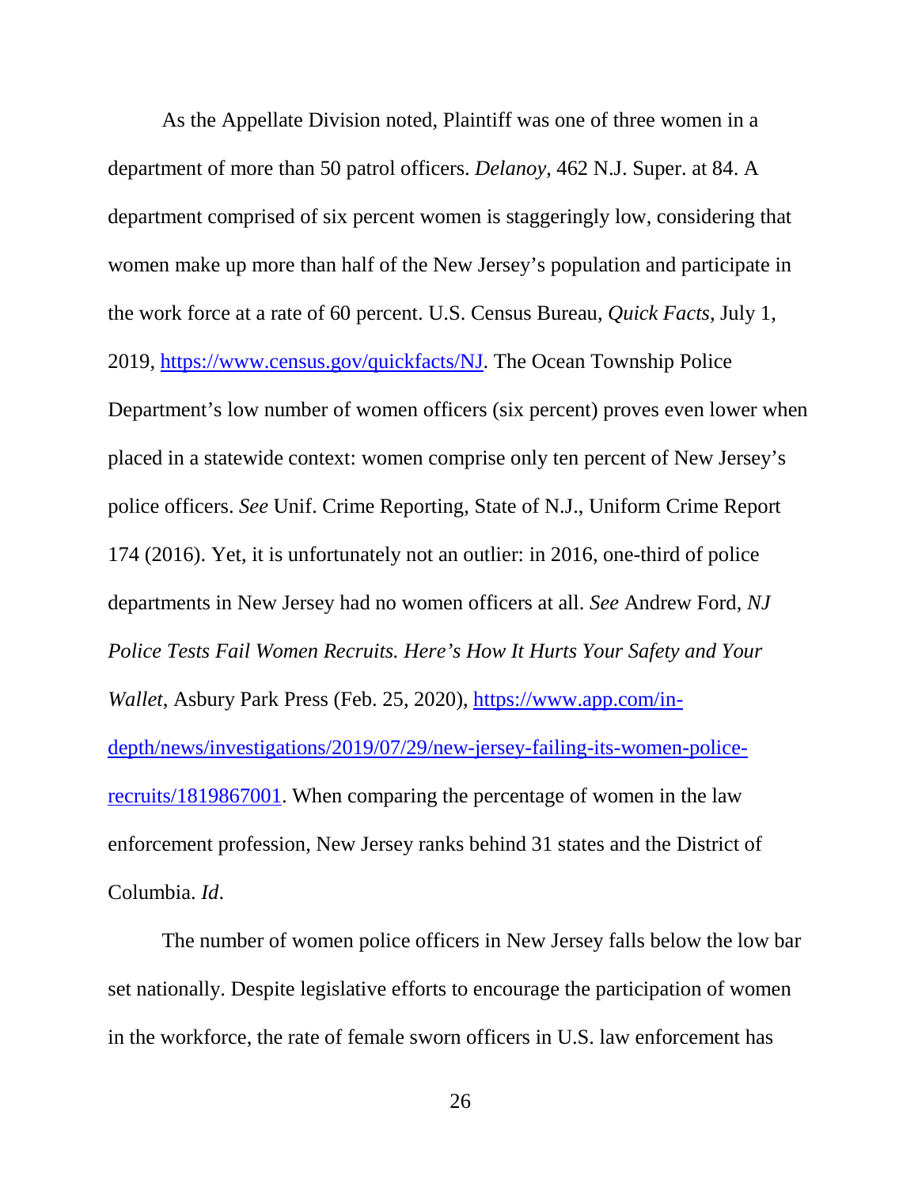As the Appellate Division noted, Plaintiff was one of three women in a department of more than 50 patrol officers. *Delanoy*, 462 N.J. Super. at 84. A department comprised of six percent women is staggeringly low, considering that women make up more than half of the New Jersey's population and participate in the work force at a rate of 60 percent. U.S. Census Bureau, *Quick Facts*, July 1, 2019, [https://www.census.gov/quickfacts/NJ](https://www.census.gov/quickfacts/NJ). The Ocean Township Police Department's low number of women officers (six percent) proves even lower when placed in a statewide context: women comprise only ten percent of New Jersey's police officers. *See* Unif. Crime Reporting, State of N.J., Uniform Crime Report 174 (2016). Yet, it is unfortunately not an outlier: in 2016, one-third of police departments in New Jersey had no women officers at all. *See* Andrew Ford, *NJ Police Tests Fail Women Recruits. Here's How It Hurts Your Safety and Your Wallet*, Asbury Park Press (Feb. 25, 2020), [https://www.app.com/in-depth/news/investigations/2019/07/29/new-jersey-failing-its-women-police-recruits/1819867001](https://www.app.com/in-depth/news/investigations/2019/07/29/new-jersey-failing-its-women-police-recruits/1819867001). When comparing the percentage of women in the law enforcement profession, New Jersey ranks behind 31 states and the District of Columbia. *Id*.

The number of women police officers in New Jersey falls below the low bar set nationally. Despite legislative efforts to encourage the participation of women in the workforce, the rate of female sworn officers in U.S. law enforcement has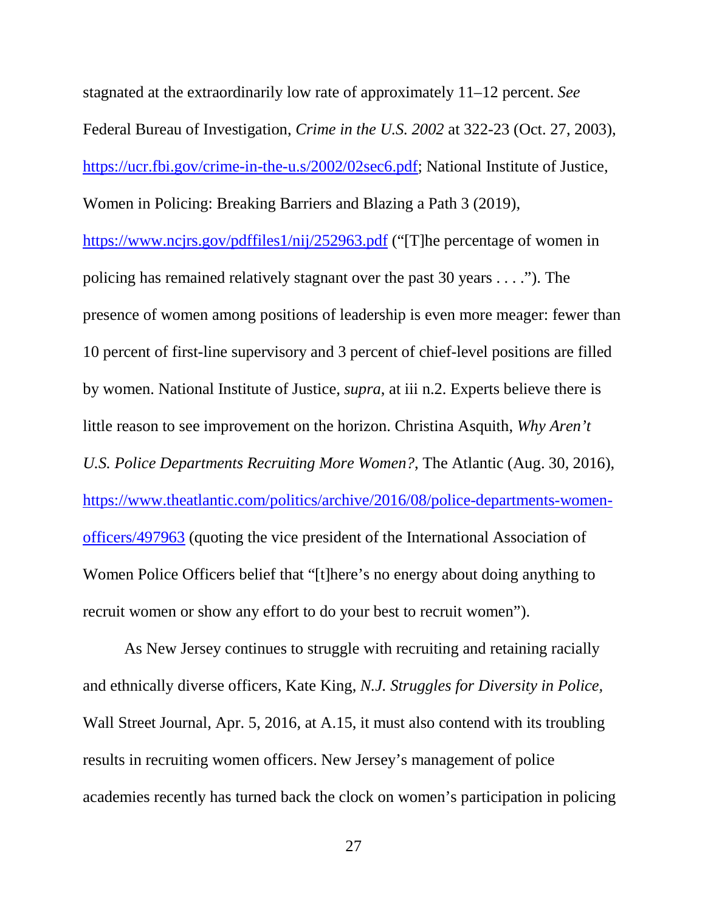stagnated at the extraordinarily low rate of approximately 11–12 percent. *See* Federal Bureau of Investigation, *Crime in the U.S. 2002* at 322-23 (Oct. 27, 2003), https://ucr.fbi.gov/crime-in-the-u.s/2002/02sec6.pdf; National Institute of Justice, Women in Policing: Breaking Barriers and Blazing a Path 3 (2019), https://www.ncjrs.gov/pdffiles1/nij/252963.pdf ("[T]he percentage of women in policing has remained relatively stagnant over the past 30 years . . . ."). The presence of women among positions of leadership is even more meager: fewer than 10 percent of first-line supervisory and 3 percent of chief-level positions are filled by women. National Institute of Justice, *supra*, at iii n.2. Experts believe there is little reason to see improvement on the horizon. Christina Asquith, *Why Aren't U.S. Police Departments Recruiting More Women?*, The Atlantic (Aug. 30, 2016), https://www.theatlantic.com/politics/archive/2016/08/police-departments-women-officers/497963 (quoting the vice president of the International Association of Women Police Officers belief that "[t]here's no energy about doing anything to recruit women or show any effort to do your best to recruit women").

As New Jersey continues to struggle with recruiting and retaining racially and ethnically diverse officers, Kate King, *N.J. Struggles for Diversity in Police*, Wall Street Journal, Apr. 5, 2016, at A.15, it must also contend with its troubling results in recruiting women officers. New Jersey's management of police academies recently has turned back the clock on women's participation in policing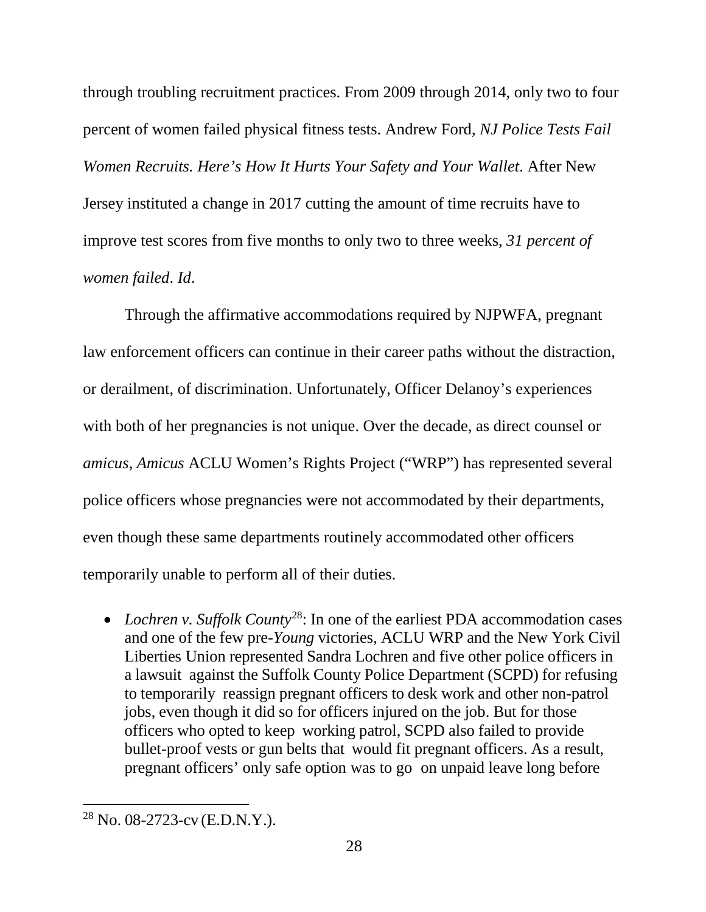through troubling recruitment practices. From 2009 through 2014, only two to four percent of women failed physical fitness tests. Andrew Ford, *NJ Police Tests Fail Women Recruits. Here's How It Hurts Your Safety and Your Wallet*. After New Jersey instituted a change in 2017 cutting the amount of time recruits have to improve test scores from five months to only two to three weeks, *31 percent of women failed*. *Id*.

Through the affirmative accommodations required by NJPWFA, pregnant law enforcement officers can continue in their career paths without the distraction, or derailment, of discrimination. Unfortunately, Officer Delanoy's experiences with both of her pregnancies is not unique. Over the decade, as direct counsel or *amicus*, *Amicus* ACLU Women's Rights Project ("WRP") has represented several police officers whose pregnancies were not accommodated by their departments, even though these same departments routinely accommodated other officers temporarily unable to perform all of their duties.

- *Lochren v. Suffolk County*[28]: In one of the earliest PDA accommodation cases and one of the few pre-*Young* victories, ACLU WRP and the New York Civil Liberties Union represented Sandra Lochren and five other police officers in a lawsuit against the Suffolk County Police Department (SCPD) for refusing to temporarily reassign pregnant officers to desk work and other non-patrol jobs, even though it did so for officers injured on the job. But for those officers who opted to keep working patrol, SCPD also failed to provide bullet-proof vests or gun belts that would fit pregnant officers. As a result, pregnant officers' only safe option was to go on unpaid leave long before

[28] No. 08-2723-cv (E.D.N.Y.).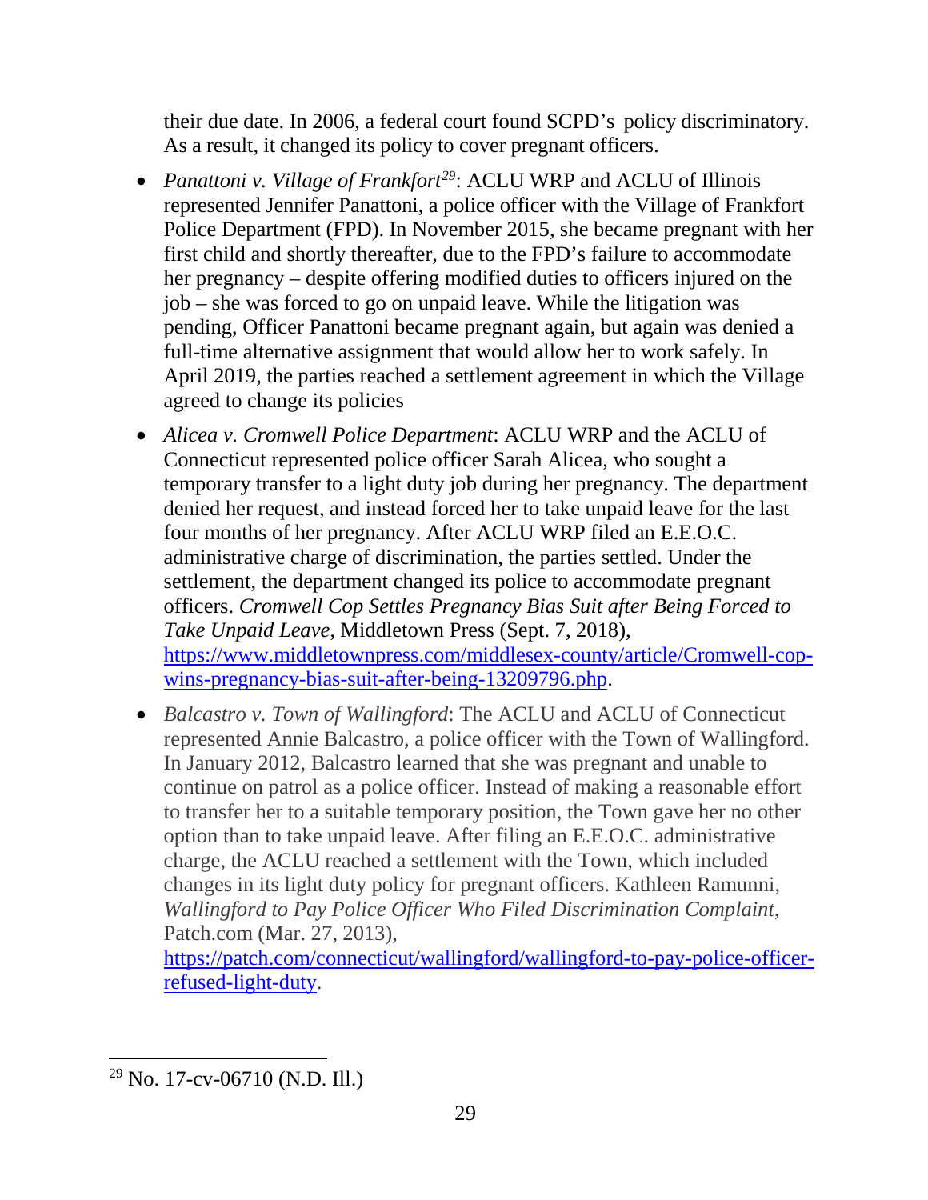their due date. In 2006, a federal court found SCPD's policy discriminatory. As a result, it changed its policy to cover pregnant officers.

- *Panattoni v. Village of Frankfort*[29]: ACLU WRP and ACLU of Illinois represented Jennifer Panattoni, a police officer with the Village of Frankfort Police Department (FPD). In November 2015, she became pregnant with her first child and shortly thereafter, due to the FPD's failure to accommodate her pregnancy – despite offering modified duties to officers injured on the job – she was forced to go on unpaid leave. While the litigation was pending, Officer Panattoni became pregnant again, but again was denied a full-time alternative assignment that would allow her to work safely. In April 2019, the parties reached a settlement agreement in which the Village agreed to change its policies

- *Alicea v. Cromwell Police Department*: ACLU WRP and the ACLU of Connecticut represented police officer Sarah Alicea, who sought a temporary transfer to a light duty job during her pregnancy. The department denied her request, and instead forced her to take unpaid leave for the last four months of her pregnancy. After ACLU WRP filed an E.E.O.C. administrative charge of discrimination, the parties settled. Under the settlement, the department changed its police to accommodate pregnant officers. *Cromwell Cop Settles Pregnancy Bias Suit after Being Forced to Take Unpaid Leave*, Middletown Press (Sept. 7, 2018), https://www.middletownpress.com/middlesex-county/article/Cromwell-cop-wins-pregnancy-bias-suit-after-being-13209796.php.

- *Balcastro v. Town of Wallingford*: The ACLU and ACLU of Connecticut represented Annie Balcastro, a police officer with the Town of Wallingford. In January 2012, Balcastro learned that she was pregnant and unable to continue on patrol as a police officer. Instead of making a reasonable effort to transfer her to a suitable temporary position, the Town gave her no other option than to take unpaid leave. After filing an E.E.O.C. administrative charge, the ACLU reached a settlement with the Town, which included changes in its light duty policy for pregnant officers. Kathleen Ramunni, *Wallingford to Pay Police Officer Who Filed Discrimination Complaint*, Patch.com (Mar. 27, 2013), https://patch.com/connecticut/wallingford/wallingford-to-pay-police-officer-refused-light-duty.

---

[29] No. 17-cv-06710 (N.D. Ill.)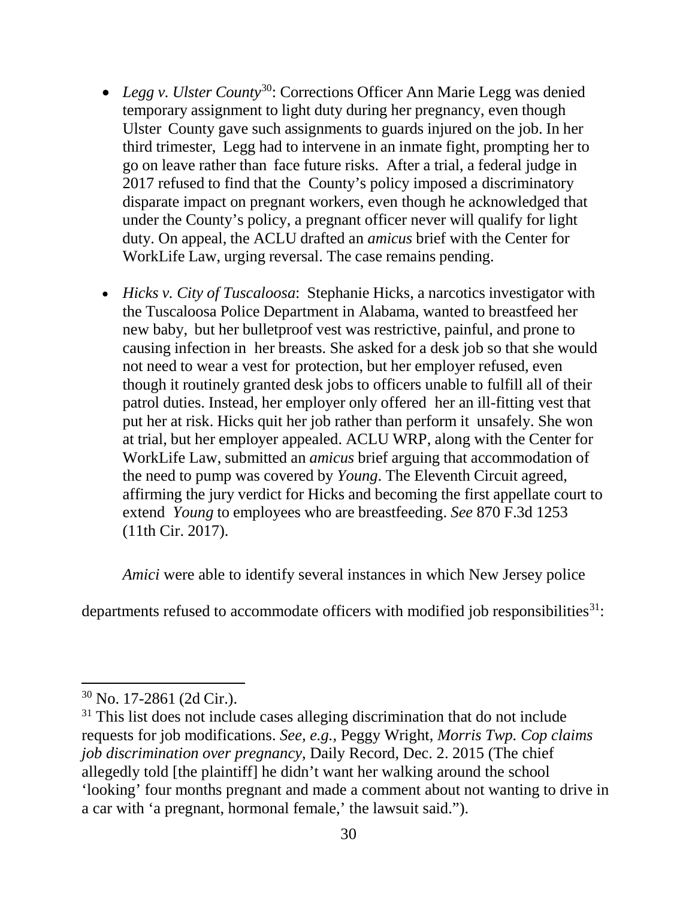- *Legg v. Ulster County*[30]: Corrections Officer Ann Marie Legg was denied temporary assignment to light duty during her pregnancy, even though Ulster County gave such assignments to guards injured on the job. In her third trimester, Legg had to intervene in an inmate fight, prompting her to go on leave rather than face future risks. After a trial, a federal judge in 2017 refused to find that the County's policy imposed a discriminatory disparate impact on pregnant workers, even though he acknowledged that under the County's policy, a pregnant officer never will qualify for light duty. On appeal, the ACLU drafted an *amicus* brief with the Center for WorkLife Law, urging reversal. The case remains pending.

- *Hicks v. City of Tuscaloosa*: Stephanie Hicks, a narcotics investigator with the Tuscaloosa Police Department in Alabama, wanted to breastfeed her new baby, but her bulletproof vest was restrictive, painful, and prone to causing infection in her breasts. She asked for a desk job so that she would not need to wear a vest for protection, but her employer refused, even though it routinely granted desk jobs to officers unable to fulfill all of their patrol duties. Instead, her employer only offered her an ill-fitting vest that put her at risk. Hicks quit her job rather than perform it unsafely. She won at trial, but her employer appealed. ACLU WRP, along with the Center for WorkLife Law, submitted an *amicus* brief arguing that accommodation of the need to pump was covered by *Young*. The Eleventh Circuit agreed, affirming the jury verdict for Hicks and becoming the first appellate court to extend *Young* to employees who are breastfeeding. *See* 870 F.3d 1253 (11th Cir. 2017).

*Amici* were able to identify several instances in which New Jersey police departments refused to accommodate officers with modified job responsibilities[31]:

---

[30] No. 17-2861 (2d Cir.).

[31] This list does not include cases alleging discrimination that do not include requests for job modifications. *See, e.g.*, Peggy Wright, *Morris Twp. Cop claims job discrimination over pregnancy*, Daily Record, Dec. 2. 2015 (The chief allegedly told [the plaintiff] he didn't want her walking around the school 'looking' four months pregnant and made a comment about not wanting to drive in a car with 'a pregnant, hormonal female,' the lawsuit said.").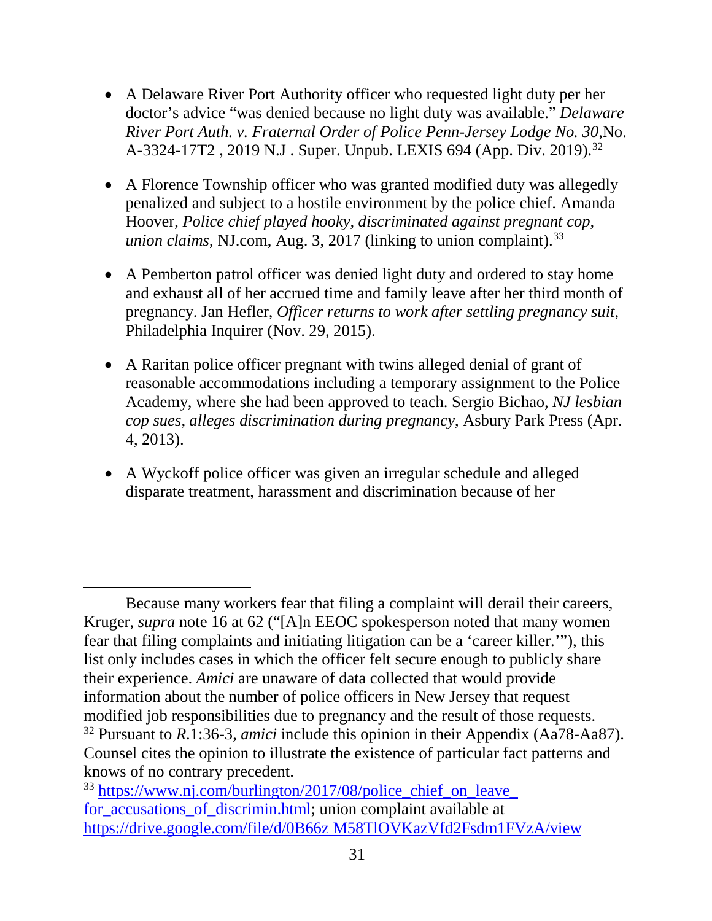- A Delaware River Port Authority officer who requested light duty per her doctor's advice "was denied because no light duty was available." *Delaware River Port Auth. v. Fraternal Order of Police Penn-Jersey Lodge No. 30*,No. A-3324-17T2 , 2019 N.J . Super. Unpub. LEXIS 694 (App. Div. 2019).[32]

- A Florence Township officer who was granted modified duty was allegedly penalized and subject to a hostile environment by the police chief. Amanda Hoover, *Police chief played hooky, discriminated against pregnant cop, union claims*, NJ.com, Aug. 3, 2017 (linking to union complaint).[33]

- A Pemberton patrol officer was denied light duty and ordered to stay home and exhaust all of her accrued time and family leave after her third month of pregnancy. Jan Hefler, *Officer returns to work after settling pregnancy suit*, Philadelphia Inquirer (Nov. 29, 2015).

- A Raritan police officer pregnant with twins alleged denial of grant of reasonable accommodations including a temporary assignment to the Police Academy, where she had been approved to teach. Sergio Bichao, *NJ lesbian cop sues, alleges discrimination during pregnancy*, Asbury Park Press (Apr. 4, 2013).

- A Wyckoff police officer was given an irregular schedule and alleged disparate treatment, harassment and discrimination because of her

---

Because many workers fear that filing a complaint will derail their careers, Kruger, *supra* note 16 at 62 ("[A]n EEOC spokesperson noted that many women fear that filing complaints and initiating litigation can be a 'career killer.'"), this list only includes cases in which the officer felt secure enough to publicly share their experience. *Amici* are unaware of data collected that would provide information about the number of police officers in New Jersey that request modified job responsibilities due to pregnancy and the result of those requests.

[32] Pursuant to *R.*1:36-3, *amici* include this opinion in their Appendix (Aa78-Aa87). Counsel cites the opinion to illustrate the existence of particular fact patterns and knows of no contrary precedent.

[33] https://www.nj.com/burlington/2017/08/police_chief_on_leave_for_accusations_of_discrimin.html; union complaint available at https://drive.google.com/file/d/0B66z M58TlOVKazVfd2Fsdm1FVzA/view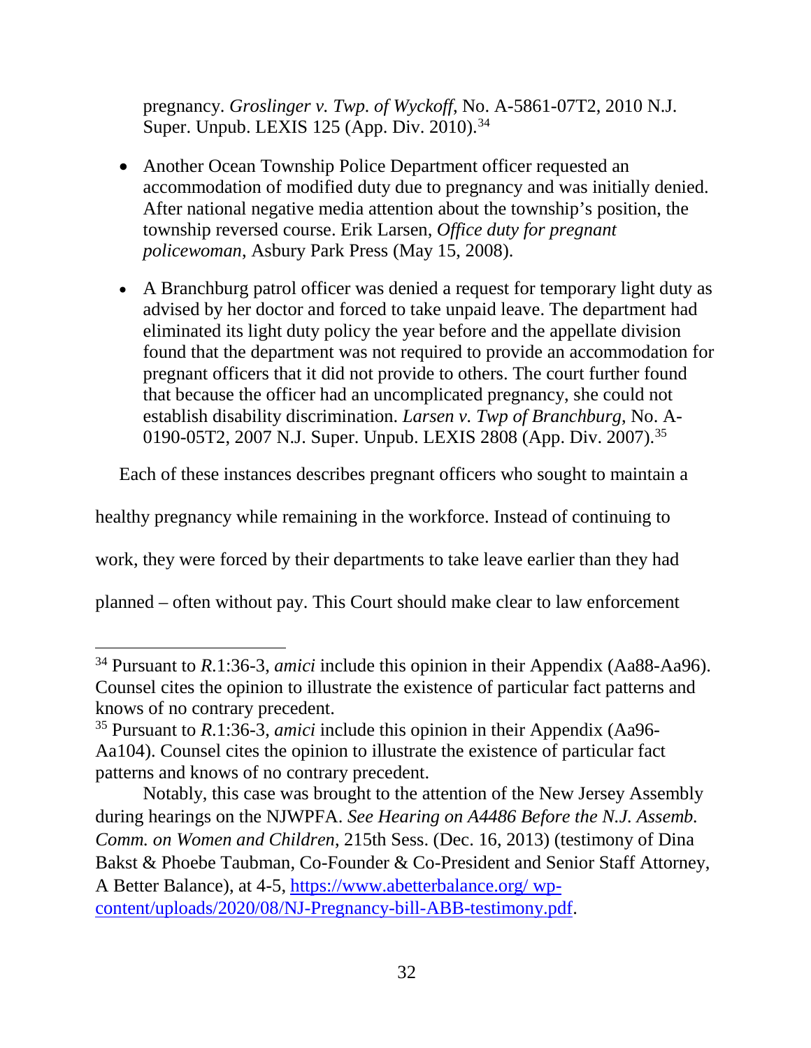pregnancy. *Groslinger v. Twp. of Wyckoff*, No. A-5861-07T2, 2010 N.J. Super. Unpub. LEXIS 125 (App. Div. 2010).[34]

- Another Ocean Township Police Department officer requested an accommodation of modified duty due to pregnancy and was initially denied. After national negative media attention about the township's position, the township reversed course. Erik Larsen, *Office duty for pregnant policewoman*, Asbury Park Press (May 15, 2008).

- A Branchburg patrol officer was denied a request for temporary light duty as advised by her doctor and forced to take unpaid leave. The department had eliminated its light duty policy the year before and the appellate division found that the department was not required to provide an accommodation for pregnant officers that it did not provide to others. The court further found that because the officer had an uncomplicated pregnancy, she could not establish disability discrimination. *Larsen v. Twp of Branchburg*, No. A-0190-05T2, 2007 N.J. Super. Unpub. LEXIS 2808 (App. Div. 2007).[35]

Each of these instances describes pregnant officers who sought to maintain a healthy pregnancy while remaining in the workforce. Instead of continuing to work, they were forced by their departments to take leave earlier than they had planned – often without pay. This Court should make clear to law enforcement

---

[34] Pursuant to *R.*1:36-3, *amici* include this opinion in their Appendix (Aa88-Aa96). Counsel cites the opinion to illustrate the existence of particular fact patterns and knows of no contrary precedent.

[35] Pursuant to *R.*1:36-3, *amici* include this opinion in their Appendix (Aa96-Aa104). Counsel cites the opinion to illustrate the existence of particular fact patterns and knows of no contrary precedent.

Notably, this case was brought to the attention of the New Jersey Assembly during hearings on the NJWPFA. *See Hearing on A4486 Before the N.J. Assemb. Comm. on Women and Children*, 215th Sess. (Dec. 16, 2013) (testimony of Dina Bakst & Phoebe Taubman, Co-Founder & Co-President and Senior Staff Attorney, A Better Balance), at 4-5, https://www.abetterbalance.org/ wp-content/uploads/2020/08/NJ-Pregnancy-bill-ABB-testimony.pdf.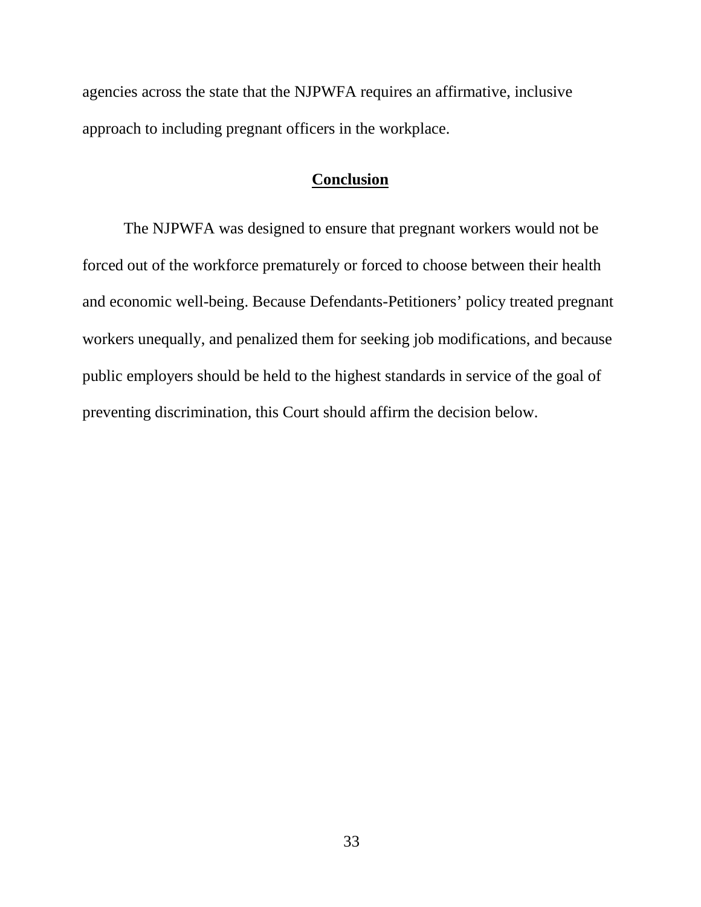agencies across the state that the NJPWFA requires an affirmative, inclusive approach to including pregnant officers in the workplace.

## **Conclusion**

The NJPWFA was designed to ensure that pregnant workers would not be forced out of the workforce prematurely or forced to choose between their health and economic well-being. Because Defendants-Petitioners' policy treated pregnant workers unequally, and penalized them for seeking job modifications, and because public employers should be held to the highest standards in service of the goal of preventing discrimination, this Court should affirm the decision below.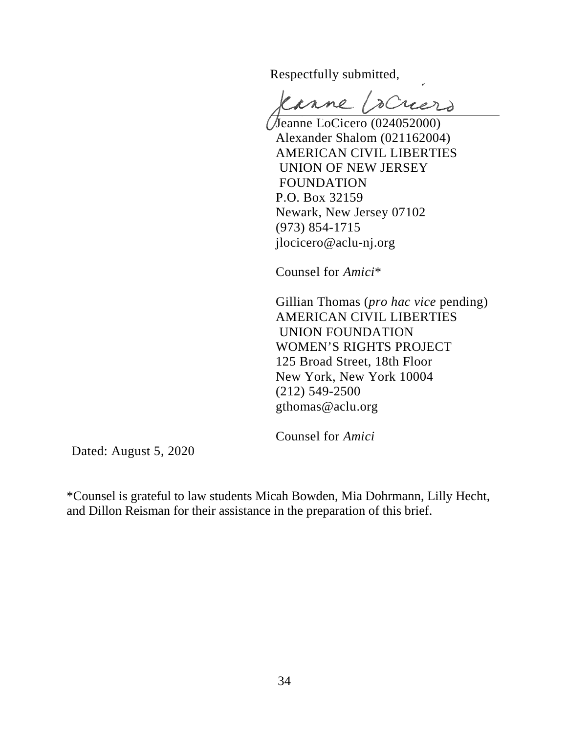Respectfully submitted,

Jeanne LoCicero (024052000)
Alexander Shalom (021162004)
AMERICAN CIVIL LIBERTIES UNION OF NEW JERSEY FOUNDATION
P.O. Box 32159
Newark, New Jersey 07102
(973) 854-1715
jlocicero@aclu-nj.org

Counsel for *Amici**

Gillian Thomas (*pro hac vice* pending)
AMERICAN CIVIL LIBERTIES UNION FOUNDATION
WOMEN'S RIGHTS PROJECT
125 Broad Street, 18th Floor
New York, New York 10004
(212) 549-2500
gthomas@aclu.org

Counsel for *Amici*

Dated: August 5, 2020

*Counsel is grateful to law students Micah Bowden, Mia Dohrmann, Lilly Hecht, and Dillon Reisman for their assistance in the preparation of this brief.